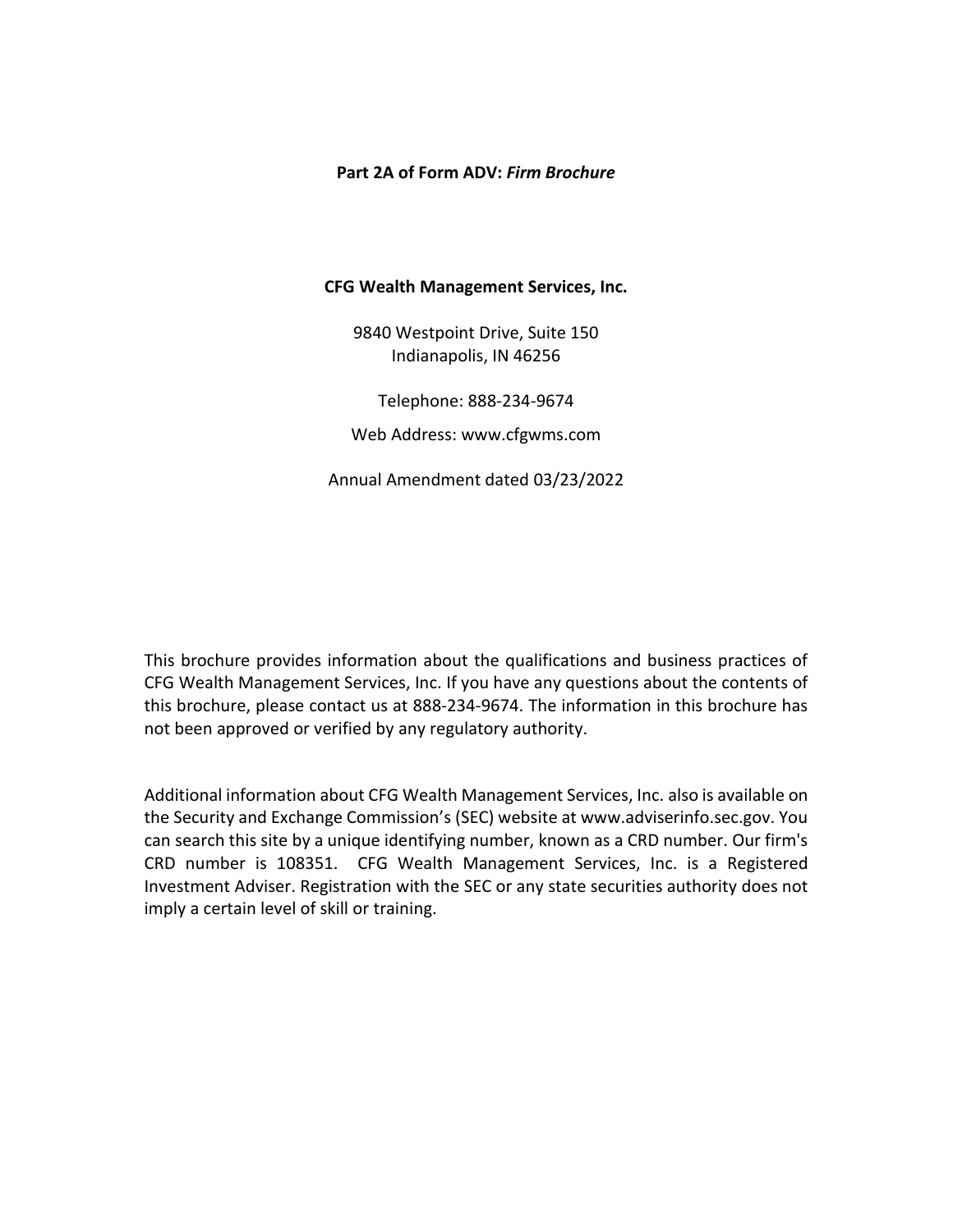**Part 2A of Form ADV: *Firm Brochure***

**CFG Wealth Management Services, Inc.**

9840 Westpoint Drive, Suite 150
Indianapolis, IN 46256

Telephone: 888-234-9674

Web Address: www.cfgwms.com

Annual Amendment dated 03/23/2022

This brochure provides information about the qualifications and business practices of CFG Wealth Management Services, Inc. If you have any questions about the contents of this brochure, please contact us at 888-234-9674. The information in this brochure has not been approved or verified by any regulatory authority.

Additional information about CFG Wealth Management Services, Inc. also is available on the Security and Exchange Commission's (SEC) website at www.adviserinfo.sec.gov. You can search this site by a unique identifying number, known as a CRD number. Our firm's CRD number is 108351. CFG Wealth Management Services, Inc. is a Registered Investment Adviser. Registration with the SEC or any state securities authority does not imply a certain level of skill or training.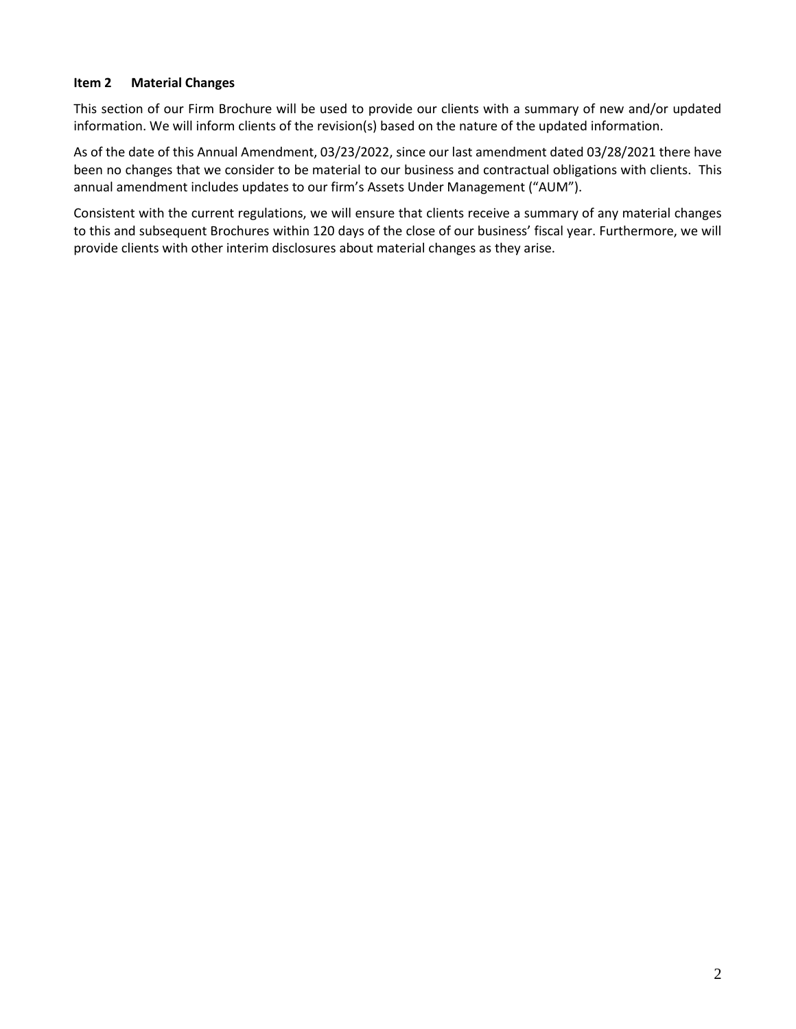## Item 2 Material Changes

This section of our Firm Brochure will be used to provide our clients with a summary of new and/or updated information. We will inform clients of the revision(s) based on the nature of the updated information.

As of the date of this Annual Amendment, 03/23/2022, since our last amendment dated 03/28/2021 there have been no changes that we consider to be material to our business and contractual obligations with clients. This annual amendment includes updates to our firm's Assets Under Management ("AUM").

Consistent with the current regulations, we will ensure that clients receive a summary of any material changes to this and subsequent Brochures within 120 days of the close of our business' fiscal year. Furthermore, we will provide clients with other interim disclosures about material changes as they arise.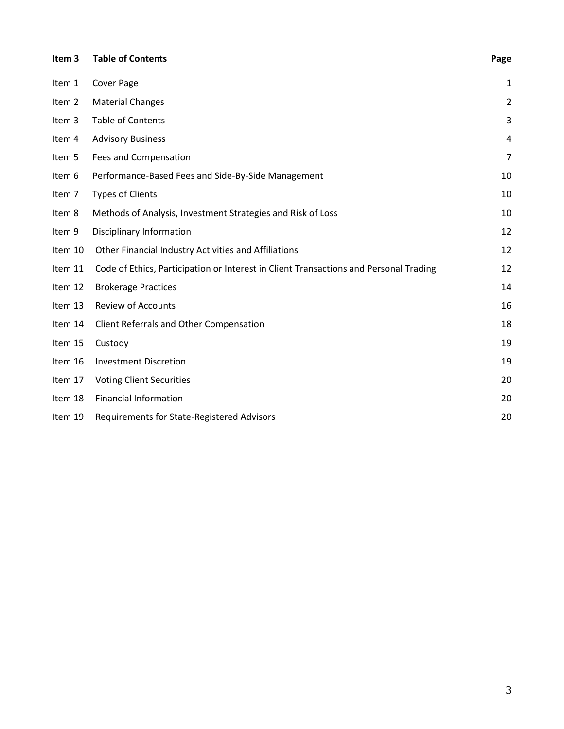| Item 3 | Table of Contents | Page |
|---|---|---|
| Item 1 | Cover Page | 1 |
| Item 2 | Material Changes | 2 |
| Item 3 | Table of Contents | 3 |
| Item 4 | Advisory Business | 4 |
| Item 5 | Fees and Compensation | 7 |
| Item 6 | Performance-Based Fees and Side-By-Side Management | 10 |
| Item 7 | Types of Clients | 10 |
| Item 8 | Methods of Analysis, Investment Strategies and Risk of Loss | 10 |
| Item 9 | Disciplinary Information | 12 |
| Item 10 | Other Financial Industry Activities and Affiliations | 12 |
| Item 11 | Code of Ethics, Participation or Interest in Client Transactions and Personal Trading | 12 |
| Item 12 | Brokerage Practices | 14 |
| Item 13 | Review of Accounts | 16 |
| Item 14 | Client Referrals and Other Compensation | 18 |
| Item 15 | Custody | 19 |
| Item 16 | Investment Discretion | 19 |
| Item 17 | Voting Client Securities | 20 |
| Item 18 | Financial Information | 20 |
| Item 19 | Requirements for State-Registered Advisors | 20 |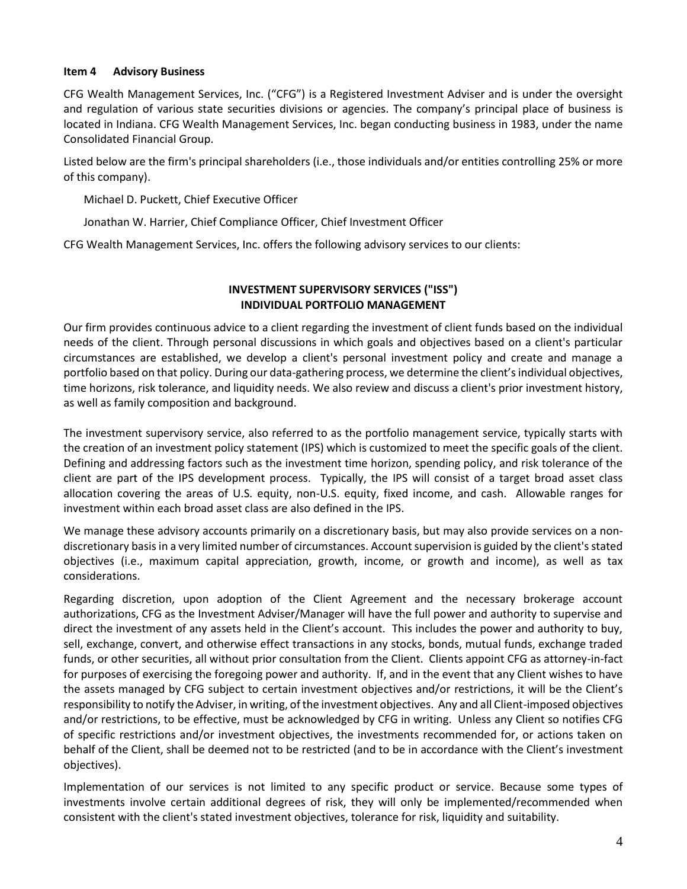## Item 4 Advisory Business

CFG Wealth Management Services, Inc. ("CFG") is a Registered Investment Adviser and is under the oversight and regulation of various state securities divisions or agencies. The company's principal place of business is located in Indiana. CFG Wealth Management Services, Inc. began conducting business in 1983, under the name Consolidated Financial Group.

Listed below are the firm's principal shareholders (i.e., those individuals and/or entities controlling 25% or more of this company).

Michael D. Puckett, Chief Executive Officer

Jonathan W. Harrier, Chief Compliance Officer, Chief Investment Officer

CFG Wealth Management Services, Inc. offers the following advisory services to our clients:

### INVESTMENT SUPERVISORY SERVICES ("ISS")
### INDIVIDUAL PORTFOLIO MANAGEMENT

Our firm provides continuous advice to a client regarding the investment of client funds based on the individual needs of the client. Through personal discussions in which goals and objectives based on a client's particular circumstances are established, we develop a client's personal investment policy and create and manage a portfolio based on that policy. During our data-gathering process, we determine the client's individual objectives, time horizons, risk tolerance, and liquidity needs. We also review and discuss a client's prior investment history, as well as family composition and background.

The investment supervisory service, also referred to as the portfolio management service, typically starts with the creation of an investment policy statement (IPS) which is customized to meet the specific goals of the client. Defining and addressing factors such as the investment time horizon, spending policy, and risk tolerance of the client are part of the IPS development process. Typically, the IPS will consist of a target broad asset class allocation covering the areas of U.S. equity, non-U.S. equity, fixed income, and cash. Allowable ranges for investment within each broad asset class are also defined in the IPS.

We manage these advisory accounts primarily on a discretionary basis, but may also provide services on a non-discretionary basis in a very limited number of circumstances. Account supervision is guided by the client's stated objectives (i.e., maximum capital appreciation, growth, income, or growth and income), as well as tax considerations.

Regarding discretion, upon adoption of the Client Agreement and the necessary brokerage account authorizations, CFG as the Investment Adviser/Manager will have the full power and authority to supervise and direct the investment of any assets held in the Client's account. This includes the power and authority to buy, sell, exchange, convert, and otherwise effect transactions in any stocks, bonds, mutual funds, exchange traded funds, or other securities, all without prior consultation from the Client. Clients appoint CFG as attorney-in-fact for purposes of exercising the foregoing power and authority. If, and in the event that any Client wishes to have the assets managed by CFG subject to certain investment objectives and/or restrictions, it will be the Client's responsibility to notify the Adviser, in writing, of the investment objectives. Any and all Client-imposed objectives and/or restrictions, to be effective, must be acknowledged by CFG in writing. Unless any Client so notifies CFG of specific restrictions and/or investment objectives, the investments recommended for, or actions taken on behalf of the Client, shall be deemed not to be restricted (and to be in accordance with the Client's investment objectives).

Implementation of our services is not limited to any specific product or service. Because some types of investments involve certain additional degrees of risk, they will only be implemented/recommended when consistent with the client's stated investment objectives, tolerance for risk, liquidity and suitability.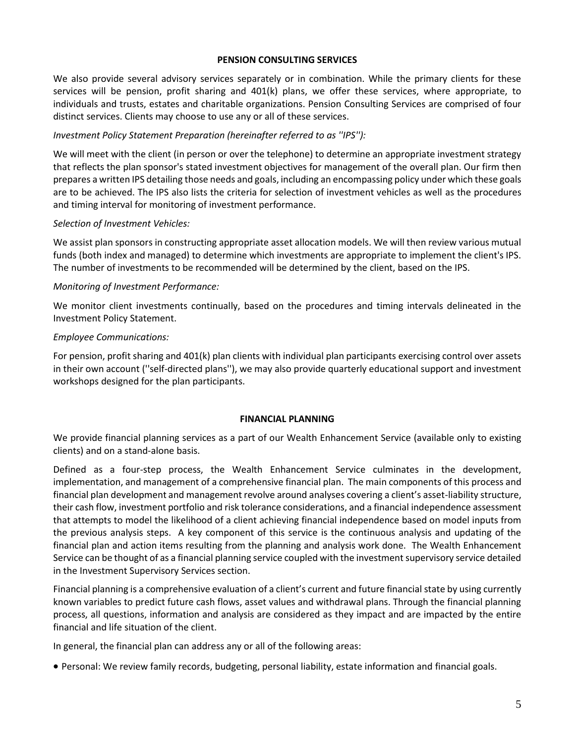## PENSION CONSULTING SERVICES

We also provide several advisory services separately or in combination. While the primary clients for these services will be pension, profit sharing and 401(k) plans, we offer these services, where appropriate, to individuals and trusts, estates and charitable organizations. Pension Consulting Services are comprised of four distinct services. Clients may choose to use any or all of these services.

*Investment Policy Statement Preparation (hereinafter referred to as ''IPS''):*

We will meet with the client (in person or over the telephone) to determine an appropriate investment strategy that reflects the plan sponsor's stated investment objectives for management of the overall plan. Our firm then prepares a written IPS detailing those needs and goals, including an encompassing policy under which these goals are to be achieved. The IPS also lists the criteria for selection of investment vehicles as well as the procedures and timing interval for monitoring of investment performance.

*Selection of Investment Vehicles:*

We assist plan sponsors in constructing appropriate asset allocation models. We will then review various mutual funds (both index and managed) to determine which investments are appropriate to implement the client's IPS. The number of investments to be recommended will be determined by the client, based on the IPS.

*Monitoring of Investment Performance:*

We monitor client investments continually, based on the procedures and timing intervals delineated in the Investment Policy Statement.

*Employee Communications:*

For pension, profit sharing and 401(k) plan clients with individual plan participants exercising control over assets in their own account (''self-directed plans''), we may also provide quarterly educational support and investment workshops designed for the plan participants.

## FINANCIAL PLANNING

We provide financial planning services as a part of our Wealth Enhancement Service (available only to existing clients) and on a stand-alone basis.

Defined as a four-step process, the Wealth Enhancement Service culminates in the development, implementation, and management of a comprehensive financial plan. The main components of this process and financial plan development and management revolve around analyses covering a client's asset-liability structure, their cash flow, investment portfolio and risk tolerance considerations, and a financial independence assessment that attempts to model the likelihood of a client achieving financial independence based on model inputs from the previous analysis steps. A key component of this service is the continuous analysis and updating of the financial plan and action items resulting from the planning and analysis work done. The Wealth Enhancement Service can be thought of as a financial planning service coupled with the investment supervisory service detailed in the Investment Supervisory Services section.

Financial planning is a comprehensive evaluation of a client's current and future financial state by using currently known variables to predict future cash flows, asset values and withdrawal plans. Through the financial planning process, all questions, information and analysis are considered as they impact and are impacted by the entire financial and life situation of the client.

In general, the financial plan can address any or all of the following areas:

- Personal: We review family records, budgeting, personal liability, estate information and financial goals.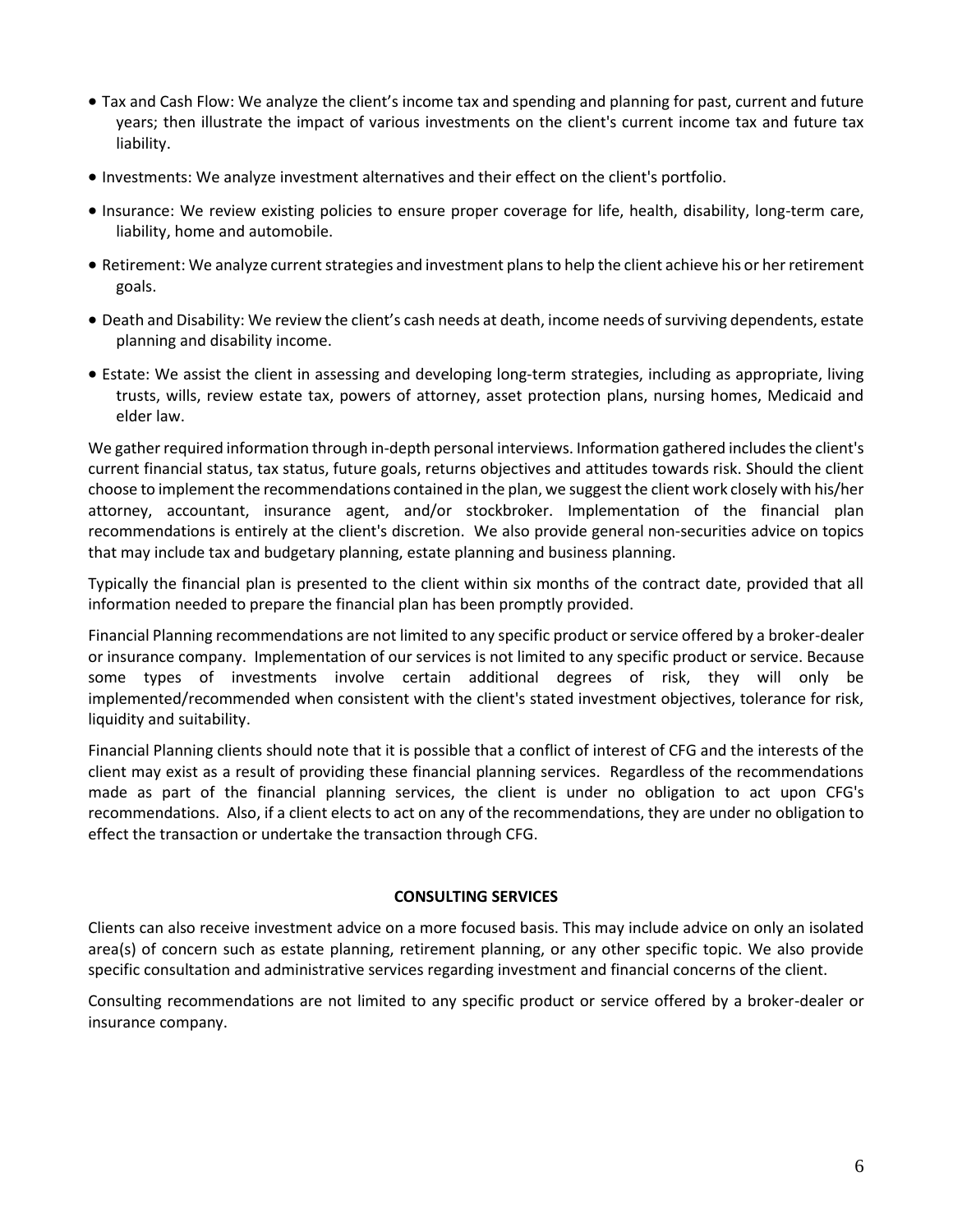- Tax and Cash Flow: We analyze the client's income tax and spending and planning for past, current and future years; then illustrate the impact of various investments on the client's current income tax and future tax liability.
- Investments: We analyze investment alternatives and their effect on the client's portfolio.
- Insurance: We review existing policies to ensure proper coverage for life, health, disability, long-term care, liability, home and automobile.
- Retirement: We analyze current strategies and investment plans to help the client achieve his or her retirement goals.
- Death and Disability: We review the client's cash needs at death, income needs of surviving dependents, estate planning and disability income.
- Estate: We assist the client in assessing and developing long-term strategies, including as appropriate, living trusts, wills, review estate tax, powers of attorney, asset protection plans, nursing homes, Medicaid and elder law.

We gather required information through in-depth personal interviews. Information gathered includes the client's current financial status, tax status, future goals, returns objectives and attitudes towards risk. Should the client choose to implement the recommendations contained in the plan, we suggest the client work closely with his/her attorney, accountant, insurance agent, and/or stockbroker. Implementation of the financial plan recommendations is entirely at the client's discretion. We also provide general non-securities advice on topics that may include tax and budgetary planning, estate planning and business planning.

Typically the financial plan is presented to the client within six months of the contract date, provided that all information needed to prepare the financial plan has been promptly provided.

Financial Planning recommendations are not limited to any specific product or service offered by a broker-dealer or insurance company. Implementation of our services is not limited to any specific product or service. Because some types of investments involve certain additional degrees of risk, they will only be implemented/recommended when consistent with the client's stated investment objectives, tolerance for risk, liquidity and suitability.

Financial Planning clients should note that it is possible that a conflict of interest of CFG and the interests of the client may exist as a result of providing these financial planning services. Regardless of the recommendations made as part of the financial planning services, the client is under no obligation to act upon CFG's recommendations. Also, if a client elects to act on any of the recommendations, they are under no obligation to effect the transaction or undertake the transaction through CFG.

**CONSULTING SERVICES**

Clients can also receive investment advice on a more focused basis. This may include advice on only an isolated area(s) of concern such as estate planning, retirement planning, or any other specific topic. We also provide specific consultation and administrative services regarding investment and financial concerns of the client.

Consulting recommendations are not limited to any specific product or service offered by a broker-dealer or insurance company.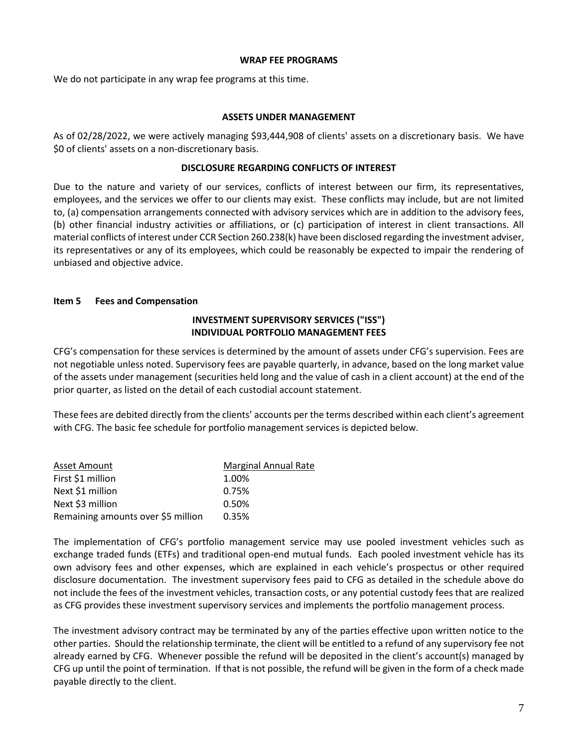**WRAP FEE PROGRAMS**

We do not participate in any wrap fee programs at this time.

**ASSETS UNDER MANAGEMENT**

As of 02/28/2022, we were actively managing $93,444,908 of clients' assets on a discretionary basis. We have $0 of clients' assets on a non-discretionary basis.

**DISCLOSURE REGARDING CONFLICTS OF INTEREST**

Due to the nature and variety of our services, conflicts of interest between our firm, its representatives, employees, and the services we offer to our clients may exist. These conflicts may include, but are not limited to, (a) compensation arrangements connected with advisory services which are in addition to the advisory fees, (b) other financial industry activities or affiliations, or (c) participation of interest in client transactions. All material conflicts of interest under CCR Section 260.238(k) have been disclosed regarding the investment adviser, its representatives or any of its employees, which could be reasonably be expected to impair the rendering of unbiased and objective advice.

## Item 5 Fees and Compensation

**INVESTMENT SUPERVISORY SERVICES ("ISS")**
**INDIVIDUAL PORTFOLIO MANAGEMENT FEES**

CFG's compensation for these services is determined by the amount of assets under CFG's supervision. Fees are not negotiable unless noted. Supervisory fees are payable quarterly, in advance, based on the long market value of the assets under management (securities held long and the value of cash in a client account) at the end of the prior quarter, as listed on the detail of each custodial account statement.

These fees are debited directly from the clients' accounts per the terms described within each client's agreement with CFG. The basic fee schedule for portfolio management services is depicted below.

| Asset Amount | Marginal Annual Rate |
|---|---|
| First $1 million | 1.00% |
| Next $1 million | 0.75% |
| Next $3 million | 0.50% |
| Remaining amounts over $5 million | 0.35% |

The implementation of CFG's portfolio management service may use pooled investment vehicles such as exchange traded funds (ETFs) and traditional open-end mutual funds. Each pooled investment vehicle has its own advisory fees and other expenses, which are explained in each vehicle's prospectus or other required disclosure documentation. The investment supervisory fees paid to CFG as detailed in the schedule above do not include the fees of the investment vehicles, transaction costs, or any potential custody fees that are realized as CFG provides these investment supervisory services and implements the portfolio management process.

The investment advisory contract may be terminated by any of the parties effective upon written notice to the other parties. Should the relationship terminate, the client will be entitled to a refund of any supervisory fee not already earned by CFG. Whenever possible the refund will be deposited in the client's account(s) managed by CFG up until the point of termination. If that is not possible, the refund will be given in the form of a check made payable directly to the client.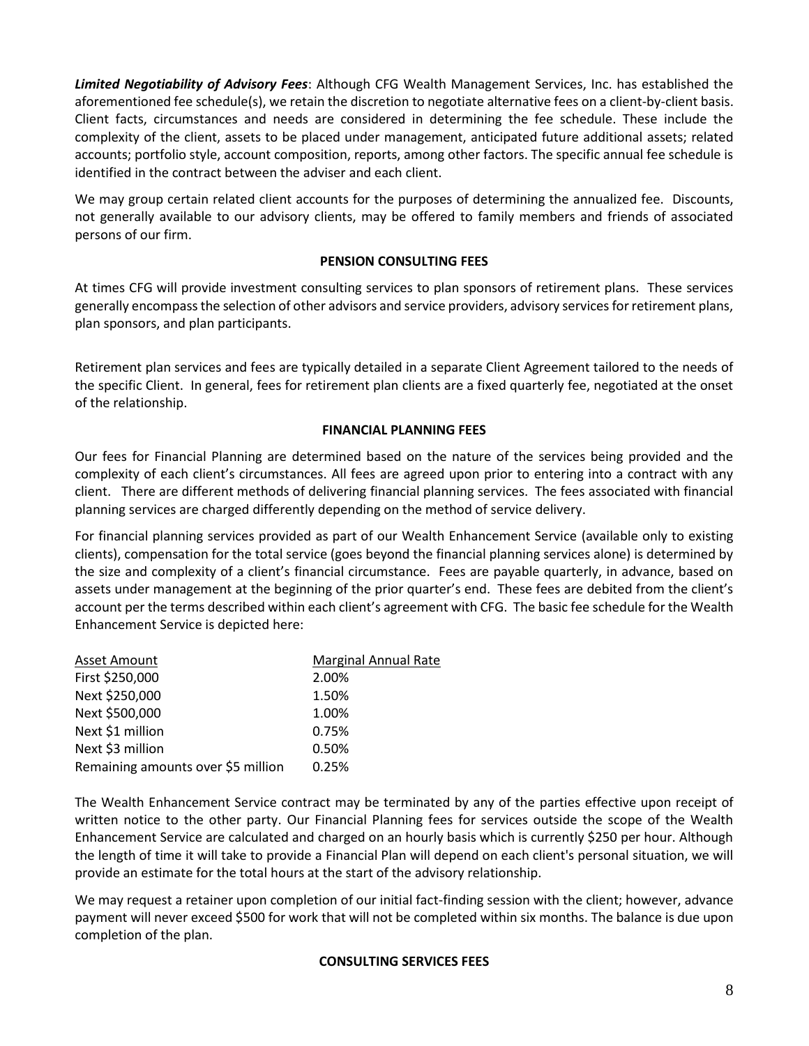***Limited Negotiability of Advisory Fees***: Although CFG Wealth Management Services, Inc. has established the aforementioned fee schedule(s), we retain the discretion to negotiate alternative fees on a client-by-client basis. Client facts, circumstances and needs are considered in determining the fee schedule. These include the complexity of the client, assets to be placed under management, anticipated future additional assets; related accounts; portfolio style, account composition, reports, among other factors. The specific annual fee schedule is identified in the contract between the adviser and each client.

We may group certain related client accounts for the purposes of determining the annualized fee. Discounts, not generally available to our advisory clients, may be offered to family members and friends of associated persons of our firm.

**PENSION CONSULTING FEES**

At times CFG will provide investment consulting services to plan sponsors of retirement plans. These services generally encompass the selection of other advisors and service providers, advisory services for retirement plans, plan sponsors, and plan participants.

Retirement plan services and fees are typically detailed in a separate Client Agreement tailored to the needs of the specific Client. In general, fees for retirement plan clients are a fixed quarterly fee, negotiated at the onset of the relationship.

**FINANCIAL PLANNING FEES**

Our fees for Financial Planning are determined based on the nature of the services being provided and the complexity of each client's circumstances. All fees are agreed upon prior to entering into a contract with any client. There are different methods of delivering financial planning services. The fees associated with financial planning services are charged differently depending on the method of service delivery.

For financial planning services provided as part of our Wealth Enhancement Service (available only to existing clients), compensation for the total service (goes beyond the financial planning services alone) is determined by the size and complexity of a client's financial circumstance. Fees are payable quarterly, in advance, based on assets under management at the beginning of the prior quarter's end. These fees are debited from the client's account per the terms described within each client's agreement with CFG. The basic fee schedule for the Wealth Enhancement Service is depicted here:

| Asset Amount | Marginal Annual Rate |
|---|---|
| First $250,000 | 2.00% |
| Next $250,000 | 1.50% |
| Next $500,000 | 1.00% |
| Next $1 million | 0.75% |
| Next $3 million | 0.50% |
| Remaining amounts over $5 million | 0.25% |

The Wealth Enhancement Service contract may be terminated by any of the parties effective upon receipt of written notice to the other party. Our Financial Planning fees for services outside the scope of the Wealth Enhancement Service are calculated and charged on an hourly basis which is currently $250 per hour. Although the length of time it will take to provide a Financial Plan will depend on each client's personal situation, we will provide an estimate for the total hours at the start of the advisory relationship.

We may request a retainer upon completion of our initial fact-finding session with the client; however, advance payment will never exceed $500 for work that will not be completed within six months. The balance is due upon completion of the plan.

**CONSULTING SERVICES FEES**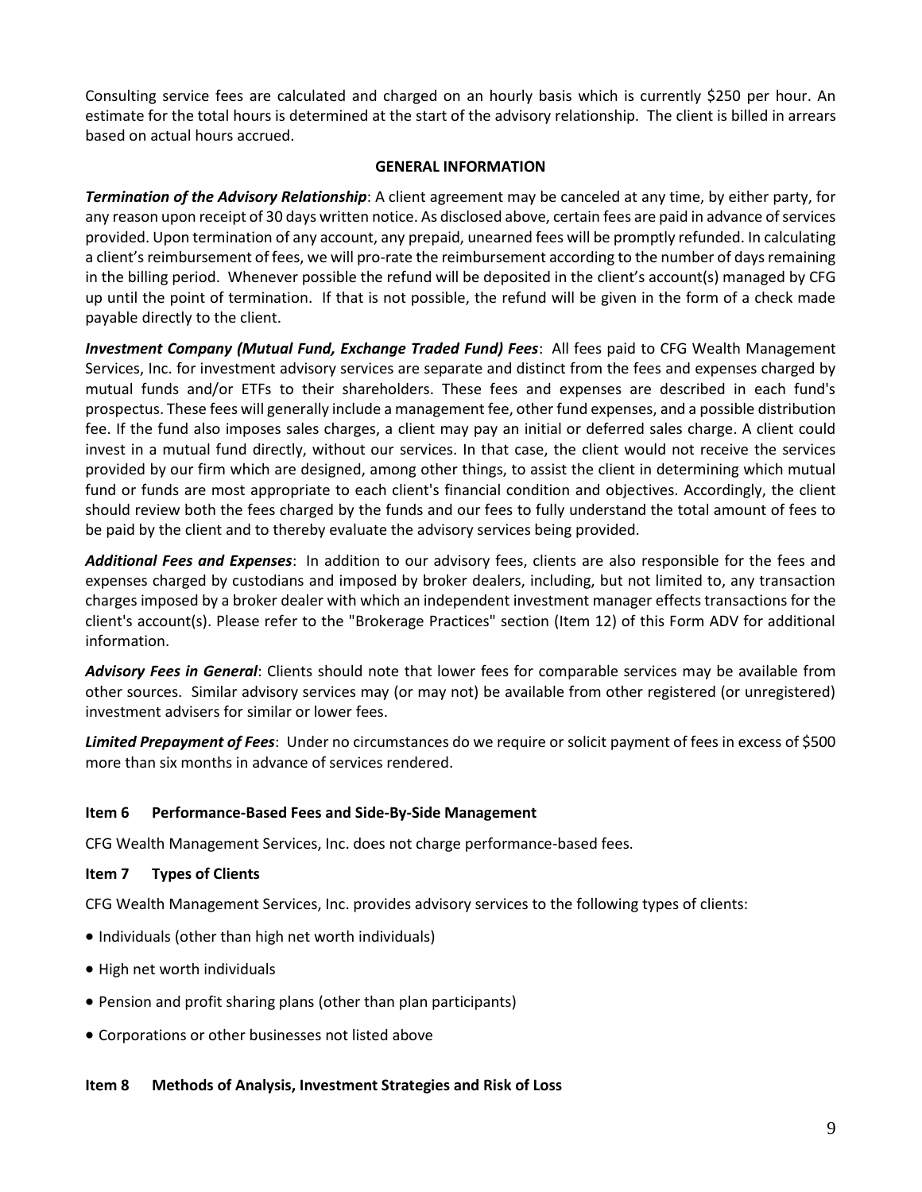Consulting service fees are calculated and charged on an hourly basis which is currently $250 per hour. An estimate for the total hours is determined at the start of the advisory relationship. The client is billed in arrears based on actual hours accrued.

**GENERAL INFORMATION**

***Termination of the Advisory Relationship***: A client agreement may be canceled at any time, by either party, for any reason upon receipt of 30 days written notice. As disclosed above, certain fees are paid in advance of services provided. Upon termination of any account, any prepaid, unearned fees will be promptly refunded. In calculating a client's reimbursement of fees, we will pro-rate the reimbursement according to the number of days remaining in the billing period. Whenever possible the refund will be deposited in the client's account(s) managed by CFG up until the point of termination. If that is not possible, the refund will be given in the form of a check made payable directly to the client.

***Investment Company (Mutual Fund, Exchange Traded Fund) Fees***: All fees paid to CFG Wealth Management Services, Inc. for investment advisory services are separate and distinct from the fees and expenses charged by mutual funds and/or ETFs to their shareholders. These fees and expenses are described in each fund's prospectus. These fees will generally include a management fee, other fund expenses, and a possible distribution fee. If the fund also imposes sales charges, a client may pay an initial or deferred sales charge. A client could invest in a mutual fund directly, without our services. In that case, the client would not receive the services provided by our firm which are designed, among other things, to assist the client in determining which mutual fund or funds are most appropriate to each client's financial condition and objectives. Accordingly, the client should review both the fees charged by the funds and our fees to fully understand the total amount of fees to be paid by the client and to thereby evaluate the advisory services being provided.

***Additional Fees and Expenses***: In addition to our advisory fees, clients are also responsible for the fees and expenses charged by custodians and imposed by broker dealers, including, but not limited to, any transaction charges imposed by a broker dealer with which an independent investment manager effects transactions for the client's account(s). Please refer to the "Brokerage Practices" section (Item 12) of this Form ADV for additional information.

***Advisory Fees in General***: Clients should note that lower fees for comparable services may be available from other sources. Similar advisory services may (or may not) be available from other registered (or unregistered) investment advisers for similar or lower fees.

***Limited Prepayment of Fees***: Under no circumstances do we require or solicit payment of fees in excess of $500 more than six months in advance of services rendered.

## Item 6 Performance-Based Fees and Side-By-Side Management

CFG Wealth Management Services, Inc. does not charge performance-based fees.

## Item 7 Types of Clients

CFG Wealth Management Services, Inc. provides advisory services to the following types of clients:

- Individuals (other than high net worth individuals)
- High net worth individuals
- Pension and profit sharing plans (other than plan participants)
- Corporations or other businesses not listed above

## Item 8 Methods of Analysis, Investment Strategies and Risk of Loss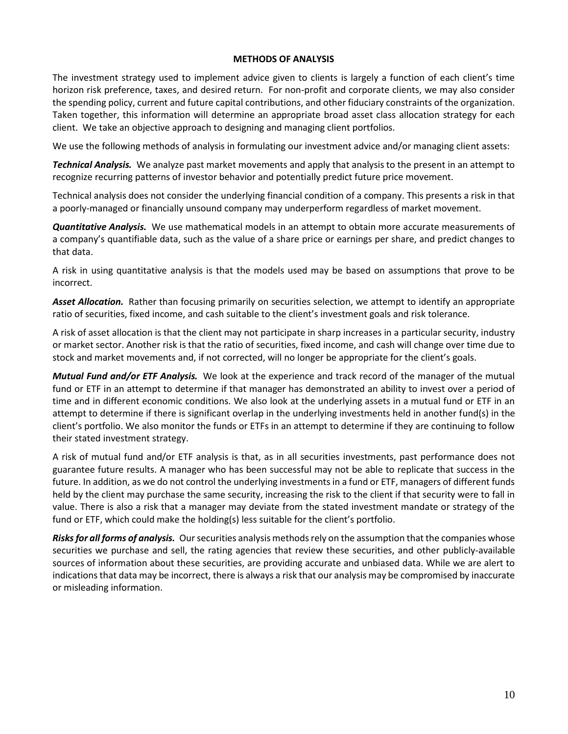## METHODS OF ANALYSIS

The investment strategy used to implement advice given to clients is largely a function of each client's time horizon risk preference, taxes, and desired return. For non-profit and corporate clients, we may also consider the spending policy, current and future capital contributions, and other fiduciary constraints of the organization. Taken together, this information will determine an appropriate broad asset class allocation strategy for each client. We take an objective approach to designing and managing client portfolios.

We use the following methods of analysis in formulating our investment advice and/or managing client assets:

***Technical Analysis.*** We analyze past market movements and apply that analysis to the present in an attempt to recognize recurring patterns of investor behavior and potentially predict future price movement.

Technical analysis does not consider the underlying financial condition of a company. This presents a risk in that a poorly-managed or financially unsound company may underperform regardless of market movement.

***Quantitative Analysis.*** We use mathematical models in an attempt to obtain more accurate measurements of a company's quantifiable data, such as the value of a share price or earnings per share, and predict changes to that data.

A risk in using quantitative analysis is that the models used may be based on assumptions that prove to be incorrect.

***Asset Allocation.*** Rather than focusing primarily on securities selection, we attempt to identify an appropriate ratio of securities, fixed income, and cash suitable to the client's investment goals and risk tolerance.

A risk of asset allocation is that the client may not participate in sharp increases in a particular security, industry or market sector. Another risk is that the ratio of securities, fixed income, and cash will change over time due to stock and market movements and, if not corrected, will no longer be appropriate for the client's goals.

***Mutual Fund and/or ETF Analysis.*** We look at the experience and track record of the manager of the mutual fund or ETF in an attempt to determine if that manager has demonstrated an ability to invest over a period of time and in different economic conditions. We also look at the underlying assets in a mutual fund or ETF in an attempt to determine if there is significant overlap in the underlying investments held in another fund(s) in the client's portfolio. We also monitor the funds or ETFs in an attempt to determine if they are continuing to follow their stated investment strategy.

A risk of mutual fund and/or ETF analysis is that, as in all securities investments, past performance does not guarantee future results. A manager who has been successful may not be able to replicate that success in the future. In addition, as we do not control the underlying investments in a fund or ETF, managers of different funds held by the client may purchase the same security, increasing the risk to the client if that security were to fall in value. There is also a risk that a manager may deviate from the stated investment mandate or strategy of the fund or ETF, which could make the holding(s) less suitable for the client's portfolio.

***Risks for all forms of analysis.*** Our securities analysis methods rely on the assumption that the companies whose securities we purchase and sell, the rating agencies that review these securities, and other publicly-available sources of information about these securities, are providing accurate and unbiased data. While we are alert to indications that data may be incorrect, there is always a risk that our analysis may be compromised by inaccurate or misleading information.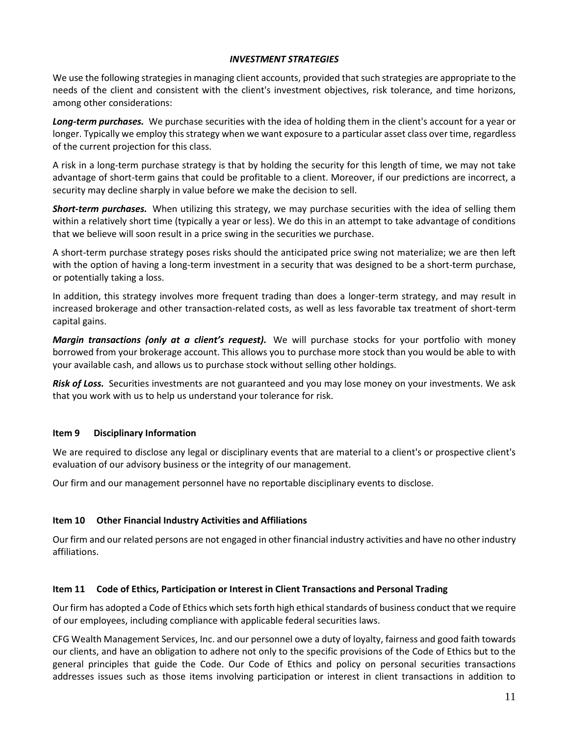### *INVESTMENT STRATEGIES*

We use the following strategies in managing client accounts, provided that such strategies are appropriate to the needs of the client and consistent with the client's investment objectives, risk tolerance, and time horizons, among other considerations:

***Long-term purchases.*** We purchase securities with the idea of holding them in the client's account for a year or longer. Typically we employ this strategy when we want exposure to a particular asset class over time, regardless of the current projection for this class.

A risk in a long-term purchase strategy is that by holding the security for this length of time, we may not take advantage of short-term gains that could be profitable to a client. Moreover, if our predictions are incorrect, a security may decline sharply in value before we make the decision to sell.

***Short-term purchases.*** When utilizing this strategy, we may purchase securities with the idea of selling them within a relatively short time (typically a year or less). We do this in an attempt to take advantage of conditions that we believe will soon result in a price swing in the securities we purchase.

A short-term purchase strategy poses risks should the anticipated price swing not materialize; we are then left with the option of having a long-term investment in a security that was designed to be a short-term purchase, or potentially taking a loss.

In addition, this strategy involves more frequent trading than does a longer-term strategy, and may result in increased brokerage and other transaction-related costs, as well as less favorable tax treatment of short-term capital gains.

***Margin transactions (only at a client's request).*** We will purchase stocks for your portfolio with money borrowed from your brokerage account. This allows you to purchase more stock than you would be able to with your available cash, and allows us to purchase stock without selling other holdings.

***Risk of Loss.*** Securities investments are not guaranteed and you may lose money on your investments. We ask that you work with us to help us understand your tolerance for risk.

## Item 9 Disciplinary Information

We are required to disclose any legal or disciplinary events that are material to a client's or prospective client's evaluation of our advisory business or the integrity of our management.

Our firm and our management personnel have no reportable disciplinary events to disclose.

## Item 10 Other Financial Industry Activities and Affiliations

Our firm and our related persons are not engaged in other financial industry activities and have no other industry affiliations.

## Item 11 Code of Ethics, Participation or Interest in Client Transactions and Personal Trading

Our firm has adopted a Code of Ethics which sets forth high ethical standards of business conduct that we require of our employees, including compliance with applicable federal securities laws.

CFG Wealth Management Services, Inc. and our personnel owe a duty of loyalty, fairness and good faith towards our clients, and have an obligation to adhere not only to the specific provisions of the Code of Ethics but to the general principles that guide the Code. Our Code of Ethics and policy on personal securities transactions addresses issues such as those items involving participation or interest in client transactions in addition to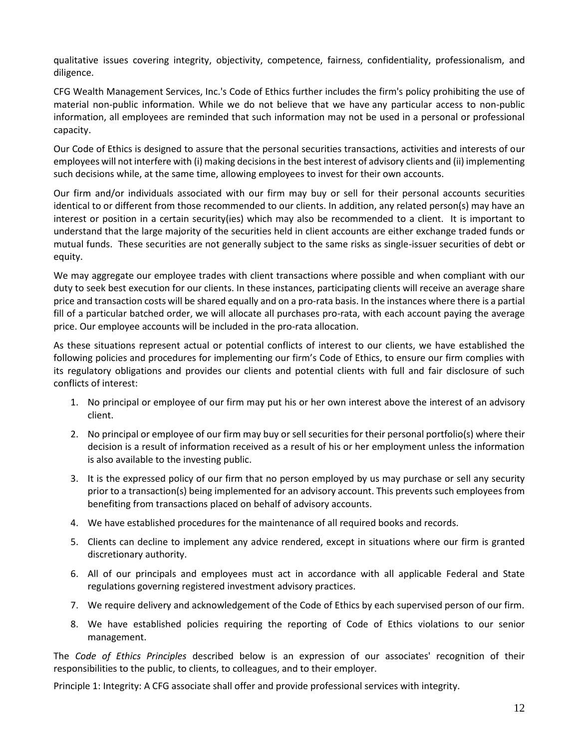qualitative issues covering integrity, objectivity, competence, fairness, confidentiality, professionalism, and diligence.

CFG Wealth Management Services, Inc.'s Code of Ethics further includes the firm's policy prohibiting the use of material non-public information. While we do not believe that we have any particular access to non-public information, all employees are reminded that such information may not be used in a personal or professional capacity.

Our Code of Ethics is designed to assure that the personal securities transactions, activities and interests of our employees will not interfere with (i) making decisions in the best interest of advisory clients and (ii) implementing such decisions while, at the same time, allowing employees to invest for their own accounts.

Our firm and/or individuals associated with our firm may buy or sell for their personal accounts securities identical to or different from those recommended to our clients. In addition, any related person(s) may have an interest or position in a certain security(ies) which may also be recommended to a client. It is important to understand that the large majority of the securities held in client accounts are either exchange traded funds or mutual funds. These securities are not generally subject to the same risks as single-issuer securities of debt or equity.

We may aggregate our employee trades with client transactions where possible and when compliant with our duty to seek best execution for our clients. In these instances, participating clients will receive an average share price and transaction costs will be shared equally and on a pro-rata basis. In the instances where there is a partial fill of a particular batched order, we will allocate all purchases pro-rata, with each account paying the average price. Our employee accounts will be included in the pro-rata allocation.

As these situations represent actual or potential conflicts of interest to our clients, we have established the following policies and procedures for implementing our firm's Code of Ethics, to ensure our firm complies with its regulatory obligations and provides our clients and potential clients with full and fair disclosure of such conflicts of interest:

1. No principal or employee of our firm may put his or her own interest above the interest of an advisory client.
2. No principal or employee of our firm may buy or sell securities for their personal portfolio(s) where their decision is a result of information received as a result of his or her employment unless the information is also available to the investing public.
3. It is the expressed policy of our firm that no person employed by us may purchase or sell any security prior to a transaction(s) being implemented for an advisory account. This prevents such employees from benefiting from transactions placed on behalf of advisory accounts.
4. We have established procedures for the maintenance of all required books and records.
5. Clients can decline to implement any advice rendered, except in situations where our firm is granted discretionary authority.
6. All of our principals and employees must act in accordance with all applicable Federal and State regulations governing registered investment advisory practices.
7. We require delivery and acknowledgement of the Code of Ethics by each supervised person of our firm.
8. We have established policies requiring the reporting of Code of Ethics violations to our senior management.

The *Code of Ethics Principles* described below is an expression of our associates' recognition of their responsibilities to the public, to clients, to colleagues, and to their employer.

Principle 1: Integrity: A CFG associate shall offer and provide professional services with integrity.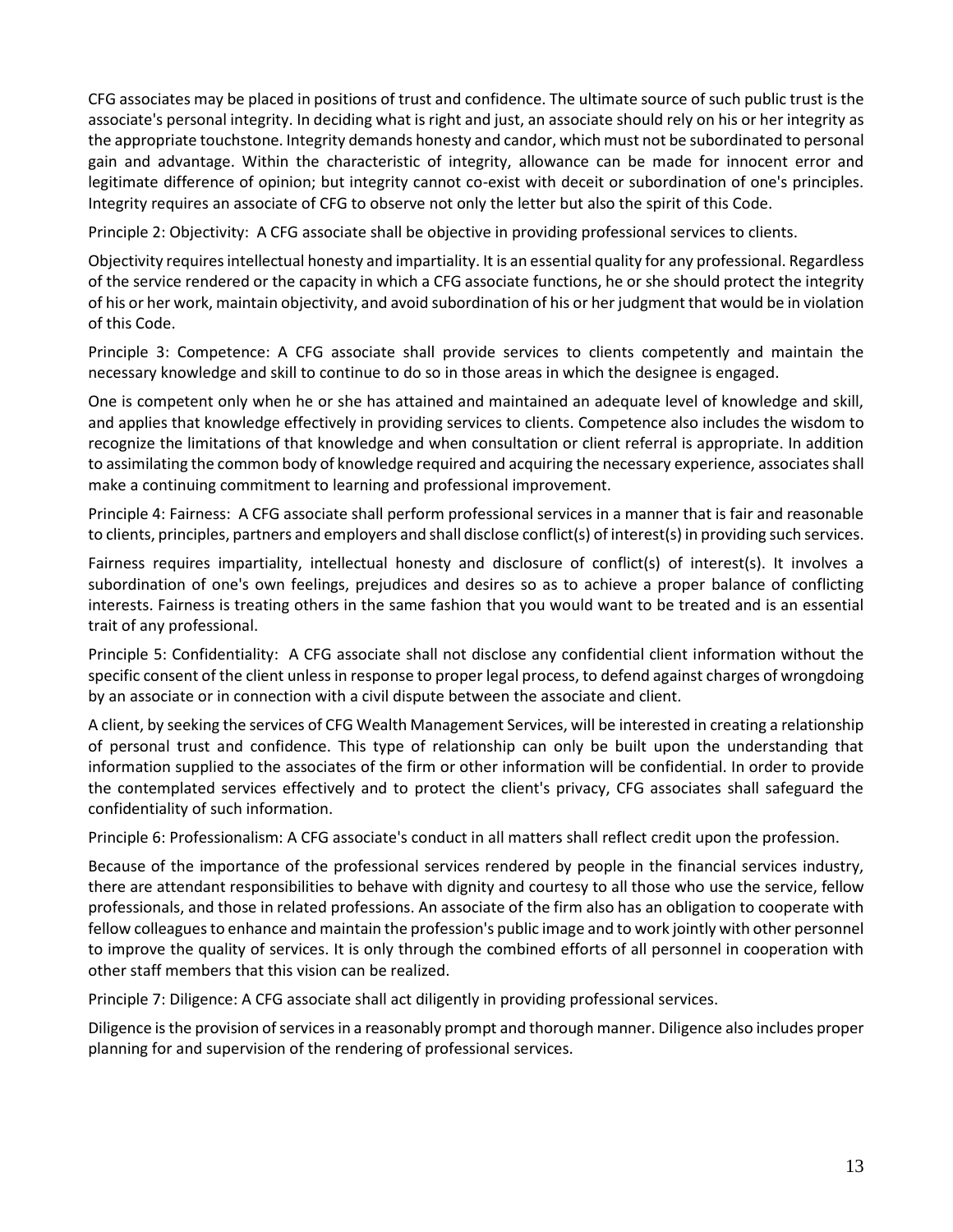CFG associates may be placed in positions of trust and confidence. The ultimate source of such public trust is the associate's personal integrity. In deciding what is right and just, an associate should rely on his or her integrity as the appropriate touchstone. Integrity demands honesty and candor, which must not be subordinated to personal gain and advantage. Within the characteristic of integrity, allowance can be made for innocent error and legitimate difference of opinion; but integrity cannot co-exist with deceit or subordination of one's principles. Integrity requires an associate of CFG to observe not only the letter but also the spirit of this Code.

Principle 2: Objectivity: A CFG associate shall be objective in providing professional services to clients.

Objectivity requires intellectual honesty and impartiality. It is an essential quality for any professional. Regardless of the service rendered or the capacity in which a CFG associate functions, he or she should protect the integrity of his or her work, maintain objectivity, and avoid subordination of his or her judgment that would be in violation of this Code.

Principle 3: Competence: A CFG associate shall provide services to clients competently and maintain the necessary knowledge and skill to continue to do so in those areas in which the designee is engaged.

One is competent only when he or she has attained and maintained an adequate level of knowledge and skill, and applies that knowledge effectively in providing services to clients. Competence also includes the wisdom to recognize the limitations of that knowledge and when consultation or client referral is appropriate. In addition to assimilating the common body of knowledge required and acquiring the necessary experience, associates shall make a continuing commitment to learning and professional improvement.

Principle 4: Fairness: A CFG associate shall perform professional services in a manner that is fair and reasonable to clients, principles, partners and employers and shall disclose conflict(s) of interest(s) in providing such services.

Fairness requires impartiality, intellectual honesty and disclosure of conflict(s) of interest(s). It involves a subordination of one's own feelings, prejudices and desires so as to achieve a proper balance of conflicting interests. Fairness is treating others in the same fashion that you would want to be treated and is an essential trait of any professional.

Principle 5: Confidentiality: A CFG associate shall not disclose any confidential client information without the specific consent of the client unless in response to proper legal process, to defend against charges of wrongdoing by an associate or in connection with a civil dispute between the associate and client.

A client, by seeking the services of CFG Wealth Management Services, will be interested in creating a relationship of personal trust and confidence. This type of relationship can only be built upon the understanding that information supplied to the associates of the firm or other information will be confidential. In order to provide the contemplated services effectively and to protect the client's privacy, CFG associates shall safeguard the confidentiality of such information.

Principle 6: Professionalism: A CFG associate's conduct in all matters shall reflect credit upon the profession.

Because of the importance of the professional services rendered by people in the financial services industry, there are attendant responsibilities to behave with dignity and courtesy to all those who use the service, fellow professionals, and those in related professions. An associate of the firm also has an obligation to cooperate with fellow colleagues to enhance and maintain the profession's public image and to work jointly with other personnel to improve the quality of services. It is only through the combined efforts of all personnel in cooperation with other staff members that this vision can be realized.

Principle 7: Diligence: A CFG associate shall act diligently in providing professional services.

Diligence is the provision of services in a reasonably prompt and thorough manner. Diligence also includes proper planning for and supervision of the rendering of professional services.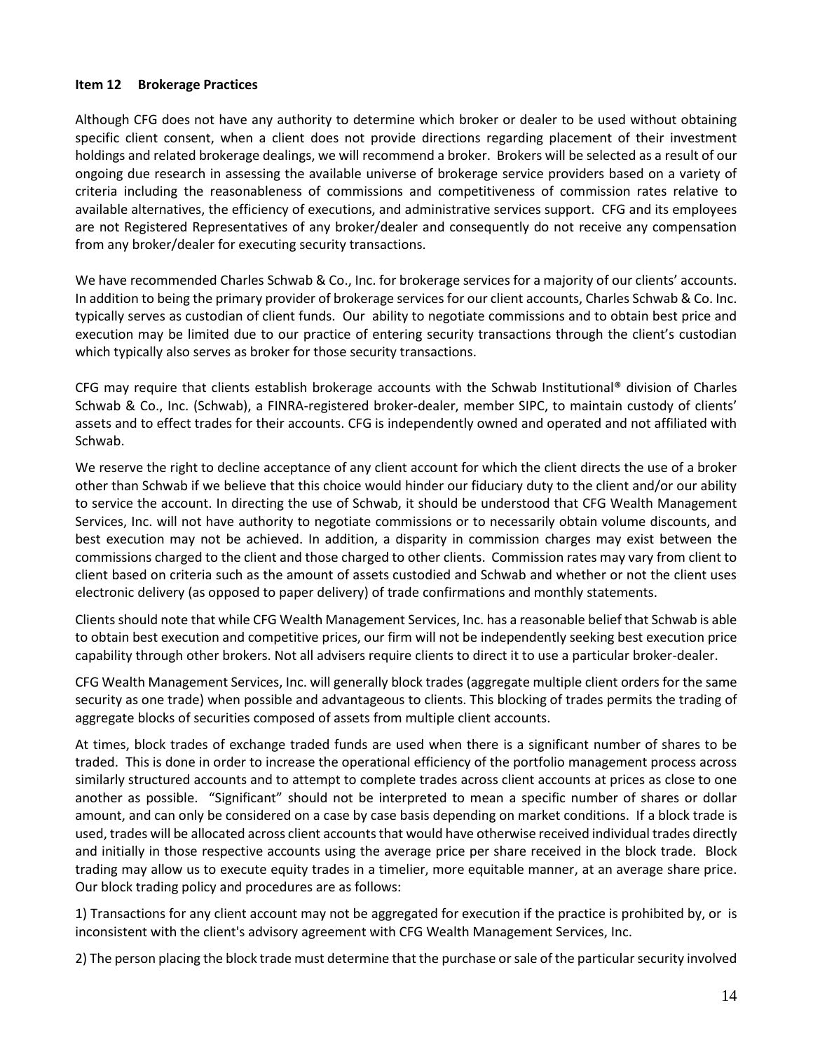## Item 12 Brokerage Practices

Although CFG does not have any authority to determine which broker or dealer to be used without obtaining specific client consent, when a client does not provide directions regarding placement of their investment holdings and related brokerage dealings, we will recommend a broker. Brokers will be selected as a result of our ongoing due research in assessing the available universe of brokerage service providers based on a variety of criteria including the reasonableness of commissions and competitiveness of commission rates relative to available alternatives, the efficiency of executions, and administrative services support. CFG and its employees are not Registered Representatives of any broker/dealer and consequently do not receive any compensation from any broker/dealer for executing security transactions.

We have recommended Charles Schwab & Co., Inc. for brokerage services for a majority of our clients' accounts. In addition to being the primary provider of brokerage services for our client accounts, Charles Schwab & Co. Inc. typically serves as custodian of client funds. Our ability to negotiate commissions and to obtain best price and execution may be limited due to our practice of entering security transactions through the client's custodian which typically also serves as broker for those security transactions.

CFG may require that clients establish brokerage accounts with the Schwab Institutional® division of Charles Schwab & Co., Inc. (Schwab), a FINRA-registered broker-dealer, member SIPC, to maintain custody of clients' assets and to effect trades for their accounts. CFG is independently owned and operated and not affiliated with Schwab.

We reserve the right to decline acceptance of any client account for which the client directs the use of a broker other than Schwab if we believe that this choice would hinder our fiduciary duty to the client and/or our ability to service the account. In directing the use of Schwab, it should be understood that CFG Wealth Management Services, Inc. will not have authority to negotiate commissions or to necessarily obtain volume discounts, and best execution may not be achieved. In addition, a disparity in commission charges may exist between the commissions charged to the client and those charged to other clients. Commission rates may vary from client to client based on criteria such as the amount of assets custodied and Schwab and whether or not the client uses electronic delivery (as opposed to paper delivery) of trade confirmations and monthly statements.

Clients should note that while CFG Wealth Management Services, Inc. has a reasonable belief that Schwab is able to obtain best execution and competitive prices, our firm will not be independently seeking best execution price capability through other brokers. Not all advisers require clients to direct it to use a particular broker-dealer.

CFG Wealth Management Services, Inc. will generally block trades (aggregate multiple client orders for the same security as one trade) when possible and advantageous to clients. This blocking of trades permits the trading of aggregate blocks of securities composed of assets from multiple client accounts.

At times, block trades of exchange traded funds are used when there is a significant number of shares to be traded. This is done in order to increase the operational efficiency of the portfolio management process across similarly structured accounts and to attempt to complete trades across client accounts at prices as close to one another as possible. "Significant" should not be interpreted to mean a specific number of shares or dollar amount, and can only be considered on a case by case basis depending on market conditions. If a block trade is used, trades will be allocated across client accounts that would have otherwise received individual trades directly and initially in those respective accounts using the average price per share received in the block trade. Block trading may allow us to execute equity trades in a timelier, more equitable manner, at an average share price. Our block trading policy and procedures are as follows:

1) Transactions for any client account may not be aggregated for execution if the practice is prohibited by, or is inconsistent with the client's advisory agreement with CFG Wealth Management Services, Inc.

2) The person placing the block trade must determine that the purchase or sale of the particular security involved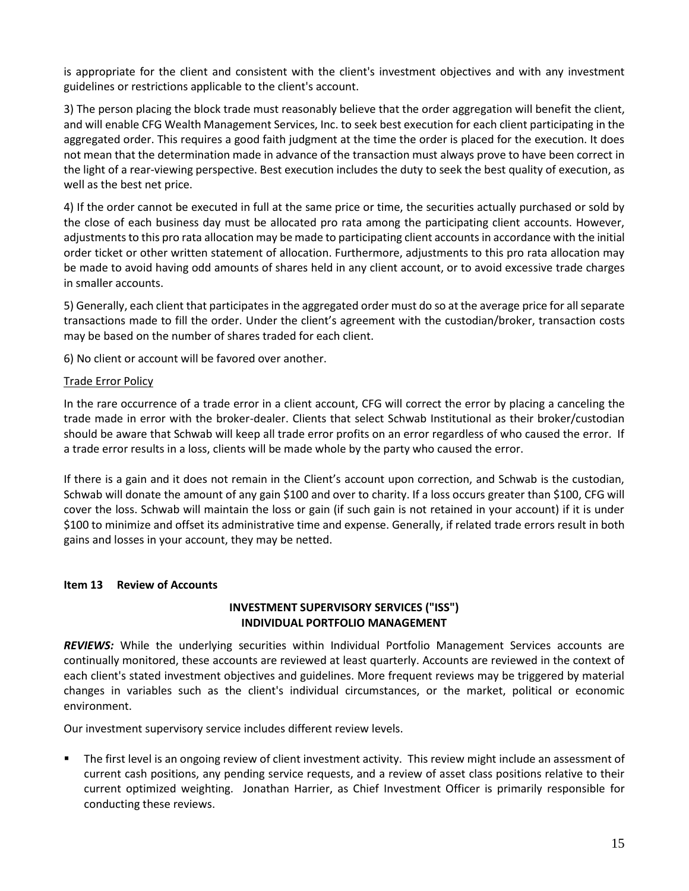is appropriate for the client and consistent with the client's investment objectives and with any investment guidelines or restrictions applicable to the client's account.

3) The person placing the block trade must reasonably believe that the order aggregation will benefit the client, and will enable CFG Wealth Management Services, Inc. to seek best execution for each client participating in the aggregated order. This requires a good faith judgment at the time the order is placed for the execution. It does not mean that the determination made in advance of the transaction must always prove to have been correct in the light of a rear-viewing perspective. Best execution includes the duty to seek the best quality of execution, as well as the best net price.

4) If the order cannot be executed in full at the same price or time, the securities actually purchased or sold by the close of each business day must be allocated pro rata among the participating client accounts. However, adjustments to this pro rata allocation may be made to participating client accounts in accordance with the initial order ticket or other written statement of allocation. Furthermore, adjustments to this pro rata allocation may be made to avoid having odd amounts of shares held in any client account, or to avoid excessive trade charges in smaller accounts.

5) Generally, each client that participates in the aggregated order must do so at the average price for all separate transactions made to fill the order. Under the client's agreement with the custodian/broker, transaction costs may be based on the number of shares traded for each client.

6) No client or account will be favored over another.

Trade Error Policy

In the rare occurrence of a trade error in a client account, CFG will correct the error by placing a canceling the trade made in error with the broker-dealer. Clients that select Schwab Institutional as their broker/custodian should be aware that Schwab will keep all trade error profits on an error regardless of who caused the error. If a trade error results in a loss, clients will be made whole by the party who caused the error.

If there is a gain and it does not remain in the Client's account upon correction, and Schwab is the custodian, Schwab will donate the amount of any gain $100 and over to charity. If a loss occurs greater than $100, CFG will cover the loss. Schwab will maintain the loss or gain (if such gain is not retained in your account) if it is under $100 to minimize and offset its administrative time and expense. Generally, if related trade errors result in both gains and losses in your account, they may be netted.

## Item 13 Review of Accounts

### INVESTMENT SUPERVISORY SERVICES ("ISS")
### INDIVIDUAL PORTFOLIO MANAGEMENT

***REVIEWS:*** While the underlying securities within Individual Portfolio Management Services accounts are continually monitored, these accounts are reviewed at least quarterly. Accounts are reviewed in the context of each client's stated investment objectives and guidelines. More frequent reviews may be triggered by material changes in variables such as the client's individual circumstances, or the market, political or economic environment.

Our investment supervisory service includes different review levels.

- The first level is an ongoing review of client investment activity. This review might include an assessment of current cash positions, any pending service requests, and a review of asset class positions relative to their current optimized weighting. Jonathan Harrier, as Chief Investment Officer is primarily responsible for conducting these reviews.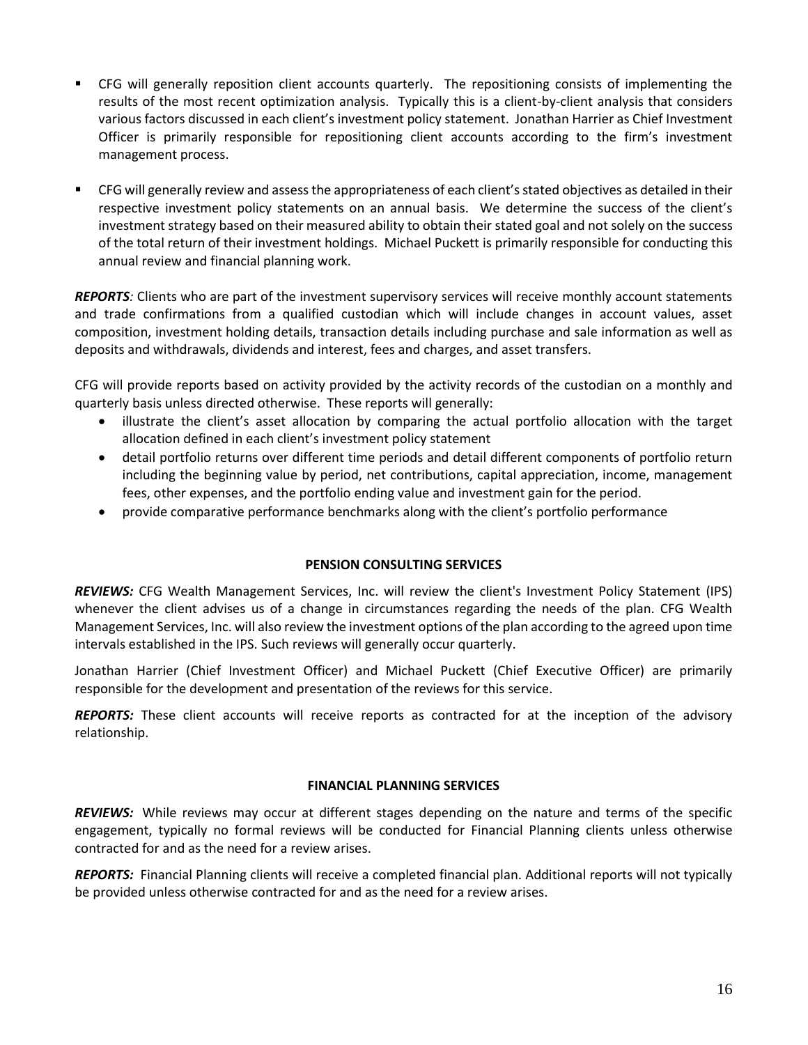- CFG will generally reposition client accounts quarterly. The repositioning consists of implementing the results of the most recent optimization analysis. Typically this is a client-by-client analysis that considers various factors discussed in each client's investment policy statement. Jonathan Harrier as Chief Investment Officer is primarily responsible for repositioning client accounts according to the firm's investment management process.

- CFG will generally review and assess the appropriateness of each client's stated objectives as detailed in their respective investment policy statements on an annual basis. We determine the success of the client's investment strategy based on their measured ability to obtain their stated goal and not solely on the success of the total return of their investment holdings. Michael Puckett is primarily responsible for conducting this annual review and financial planning work.

***REPORTS**:* Clients who are part of the investment supervisory services will receive monthly account statements and trade confirmations from a qualified custodian which will include changes in account values, asset composition, investment holding details, transaction details including purchase and sale information as well as deposits and withdrawals, dividends and interest, fees and charges, and asset transfers.

CFG will provide reports based on activity provided by the activity records of the custodian on a monthly and quarterly basis unless directed otherwise. These reports will generally:

- illustrate the client's asset allocation by comparing the actual portfolio allocation with the target allocation defined in each client's investment policy statement
- detail portfolio returns over different time periods and detail different components of portfolio return including the beginning value by period, net contributions, capital appreciation, income, management fees, other expenses, and the portfolio ending value and investment gain for the period.
- provide comparative performance benchmarks along with the client's portfolio performance

**PENSION CONSULTING SERVICES**

***REVIEWS:*** CFG Wealth Management Services, Inc. will review the client's Investment Policy Statement (IPS) whenever the client advises us of a change in circumstances regarding the needs of the plan. CFG Wealth Management Services, Inc. will also review the investment options of the plan according to the agreed upon time intervals established in the IPS. Such reviews will generally occur quarterly.

Jonathan Harrier (Chief Investment Officer) and Michael Puckett (Chief Executive Officer) are primarily responsible for the development and presentation of the reviews for this service.

***REPORTS:*** These client accounts will receive reports as contracted for at the inception of the advisory relationship.

**FINANCIAL PLANNING SERVICES**

***REVIEWS:*** While reviews may occur at different stages depending on the nature and terms of the specific engagement, typically no formal reviews will be conducted for Financial Planning clients unless otherwise contracted for and as the need for a review arises.

***REPORTS:*** Financial Planning clients will receive a completed financial plan. Additional reports will not typically be provided unless otherwise contracted for and as the need for a review arises.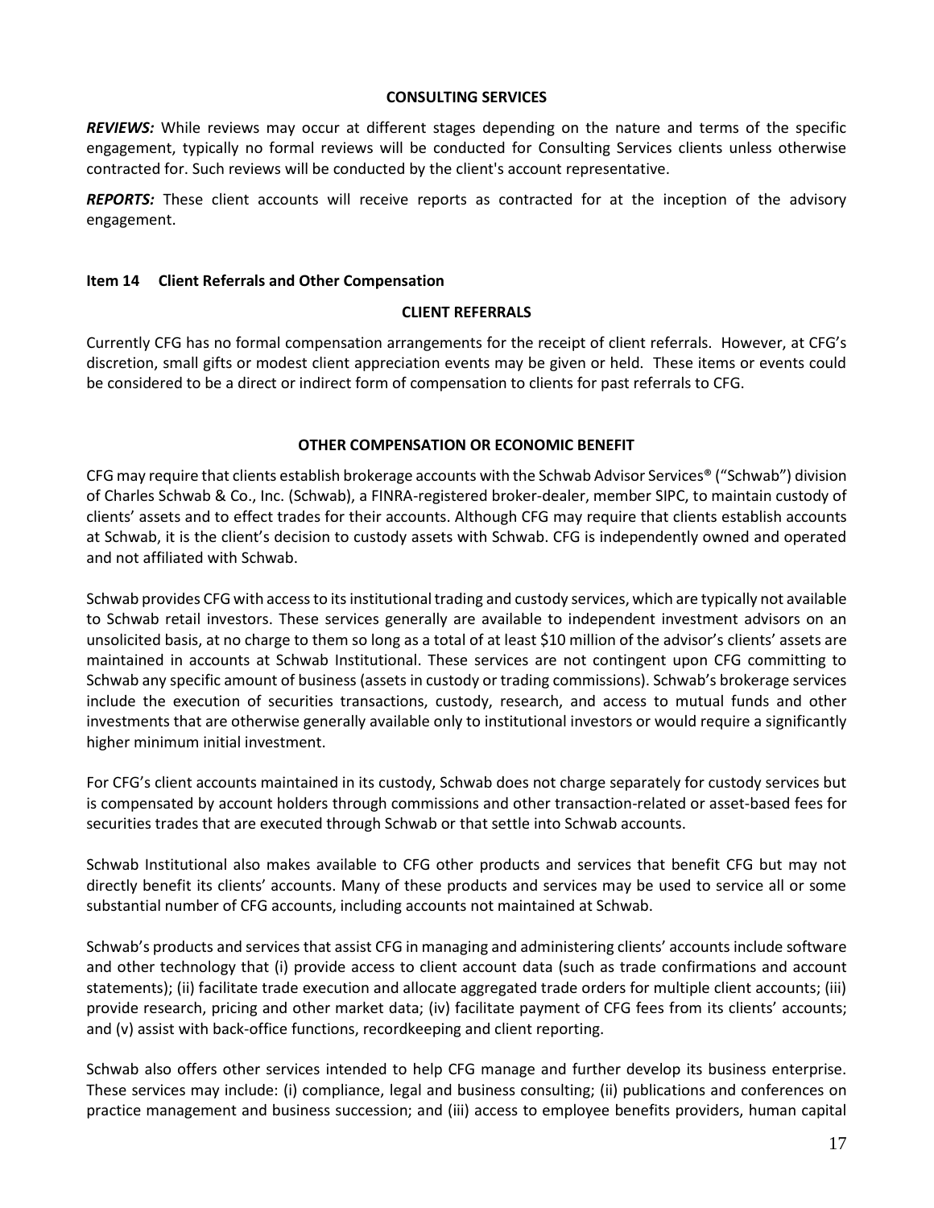### CONSULTING SERVICES

***REVIEWS:*** While reviews may occur at different stages depending on the nature and terms of the specific engagement, typically no formal reviews will be conducted for Consulting Services clients unless otherwise contracted for. Such reviews will be conducted by the client's account representative.

***REPORTS:*** These client accounts will receive reports as contracted for at the inception of the advisory engagement.

## Item 14 Client Referrals and Other Compensation

### CLIENT REFERRALS

Currently CFG has no formal compensation arrangements for the receipt of client referrals. However, at CFG's discretion, small gifts or modest client appreciation events may be given or held. These items or events could be considered to be a direct or indirect form of compensation to clients for past referrals to CFG.

### OTHER COMPENSATION OR ECONOMIC BENEFIT

CFG may require that clients establish brokerage accounts with the Schwab Advisor Services® ("Schwab") division of Charles Schwab & Co., Inc. (Schwab), a FINRA-registered broker-dealer, member SIPC, to maintain custody of clients' assets and to effect trades for their accounts. Although CFG may require that clients establish accounts at Schwab, it is the client's decision to custody assets with Schwab. CFG is independently owned and operated and not affiliated with Schwab.

Schwab provides CFG with access to its institutional trading and custody services, which are typically not available to Schwab retail investors. These services generally are available to independent investment advisors on an unsolicited basis, at no charge to them so long as a total of at least $10 million of the advisor's clients' assets are maintained in accounts at Schwab Institutional. These services are not contingent upon CFG committing to Schwab any specific amount of business (assets in custody or trading commissions). Schwab's brokerage services include the execution of securities transactions, custody, research, and access to mutual funds and other investments that are otherwise generally available only to institutional investors or would require a significantly higher minimum initial investment.

For CFG's client accounts maintained in its custody, Schwab does not charge separately for custody services but is compensated by account holders through commissions and other transaction-related or asset-based fees for securities trades that are executed through Schwab or that settle into Schwab accounts.

Schwab Institutional also makes available to CFG other products and services that benefit CFG but may not directly benefit its clients' accounts. Many of these products and services may be used to service all or some substantial number of CFG accounts, including accounts not maintained at Schwab.

Schwab's products and services that assist CFG in managing and administering clients' accounts include software and other technology that (i) provide access to client account data (such as trade confirmations and account statements); (ii) facilitate trade execution and allocate aggregated trade orders for multiple client accounts; (iii) provide research, pricing and other market data; (iv) facilitate payment of CFG fees from its clients' accounts; and (v) assist with back-office functions, recordkeeping and client reporting.

Schwab also offers other services intended to help CFG manage and further develop its business enterprise. These services may include: (i) compliance, legal and business consulting; (ii) publications and conferences on practice management and business succession; and (iii) access to employee benefits providers, human capital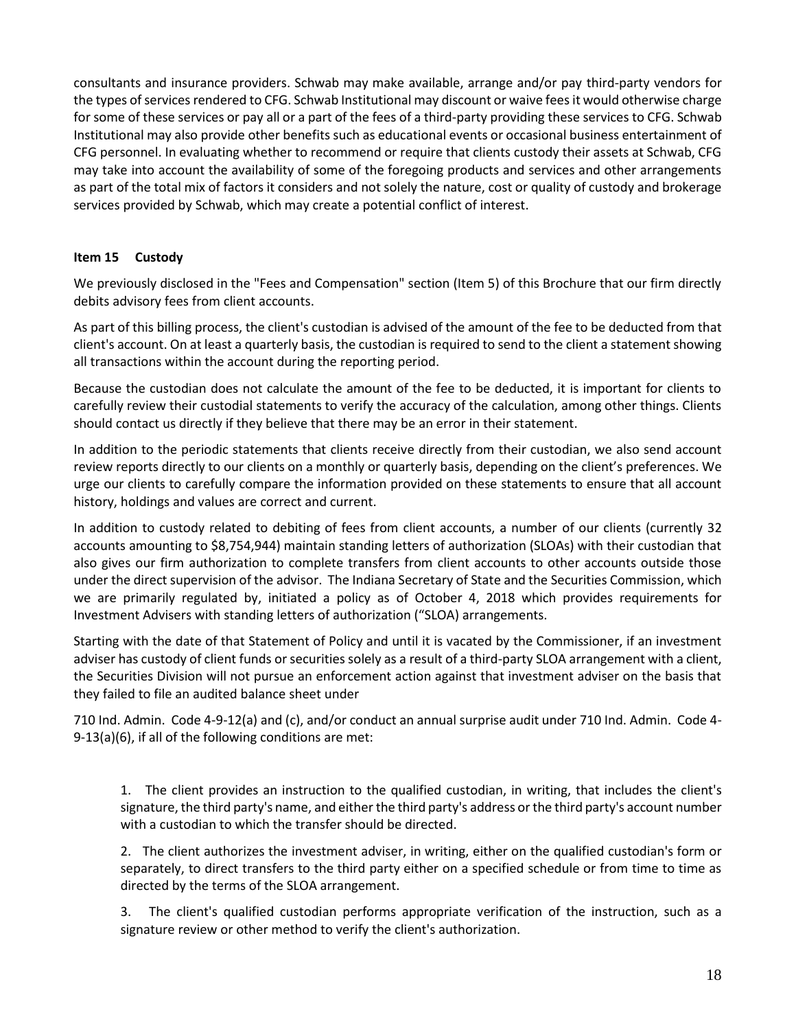consultants and insurance providers. Schwab may make available, arrange and/or pay third-party vendors for the types of services rendered to CFG. Schwab Institutional may discount or waive fees it would otherwise charge for some of these services or pay all or a part of the fees of a third-party providing these services to CFG. Schwab Institutional may also provide other benefits such as educational events or occasional business entertainment of CFG personnel. In evaluating whether to recommend or require that clients custody their assets at Schwab, CFG may take into account the availability of some of the foregoing products and services and other arrangements as part of the total mix of factors it considers and not solely the nature, cost or quality of custody and brokerage services provided by Schwab, which may create a potential conflict of interest.

### Item 15 Custody

We previously disclosed in the "Fees and Compensation" section (Item 5) of this Brochure that our firm directly debits advisory fees from client accounts.

As part of this billing process, the client's custodian is advised of the amount of the fee to be deducted from that client's account. On at least a quarterly basis, the custodian is required to send to the client a statement showing all transactions within the account during the reporting period.

Because the custodian does not calculate the amount of the fee to be deducted, it is important for clients to carefully review their custodial statements to verify the accuracy of the calculation, among other things. Clients should contact us directly if they believe that there may be an error in their statement.

In addition to the periodic statements that clients receive directly from their custodian, we also send account review reports directly to our clients on a monthly or quarterly basis, depending on the client's preferences. We urge our clients to carefully compare the information provided on these statements to ensure that all account history, holdings and values are correct and current.

In addition to custody related to debiting of fees from client accounts, a number of our clients (currently 32 accounts amounting to $8,754,944) maintain standing letters of authorization (SLOAs) with their custodian that also gives our firm authorization to complete transfers from client accounts to other accounts outside those under the direct supervision of the advisor. The Indiana Secretary of State and the Securities Commission, which we are primarily regulated by, initiated a policy as of October 4, 2018 which provides requirements for Investment Advisers with standing letters of authorization ("SLOA) arrangements.

Starting with the date of that Statement of Policy and until it is vacated by the Commissioner, if an investment adviser has custody of client funds or securities solely as a result of a third-party SLOA arrangement with a client, the Securities Division will not pursue an enforcement action against that investment adviser on the basis that they failed to file an audited balance sheet under

710 Ind. Admin. Code 4-9-12(a) and (c), and/or conduct an annual surprise audit under 710 Ind. Admin. Code 4-9-13(a)(6), if all of the following conditions are met:

1. The client provides an instruction to the qualified custodian, in writing, that includes the client's signature, the third party's name, and either the third party's address or the third party's account number with a custodian to which the transfer should be directed.
2. The client authorizes the investment adviser, in writing, either on the qualified custodian's form or separately, to direct transfers to the third party either on a specified schedule or from time to time as directed by the terms of the SLOA arrangement.
3. The client's qualified custodian performs appropriate verification of the instruction, such as a signature review or other method to verify the client's authorization.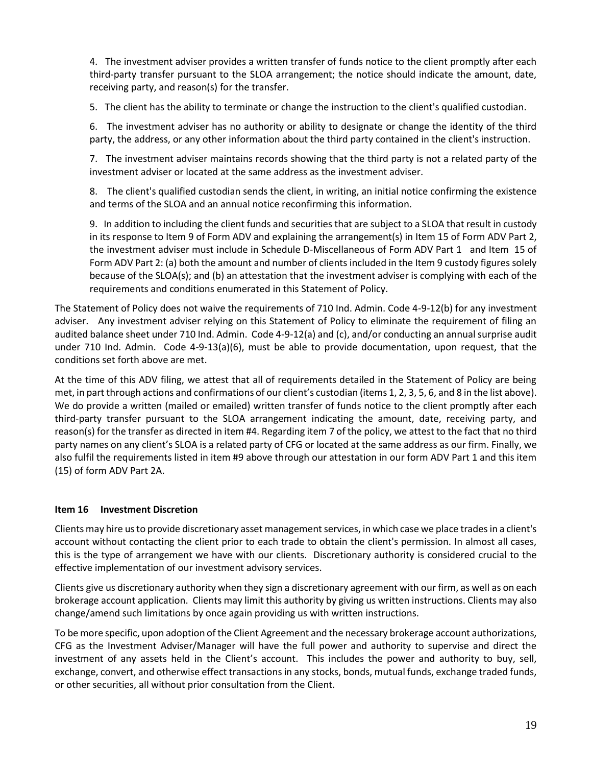4. The investment adviser provides a written transfer of funds notice to the client promptly after each third-party transfer pursuant to the SLOA arrangement; the notice should indicate the amount, date, receiving party, and reason(s) for the transfer.

5. The client has the ability to terminate or change the instruction to the client's qualified custodian.

6. The investment adviser has no authority or ability to designate or change the identity of the third party, the address, or any other information about the third party contained in the client's instruction.

7. The investment adviser maintains records showing that the third party is not a related party of the investment adviser or located at the same address as the investment adviser.

8. The client's qualified custodian sends the client, in writing, an initial notice confirming the existence and terms of the SLOA and an annual notice reconfirming this information.

9. In addition to including the client funds and securities that are subject to a SLOA that result in custody in its response to Item 9 of Form ADV and explaining the arrangement(s) in Item 15 of Form ADV Part 2, the investment adviser must include in Schedule D-Miscellaneous of Form ADV Part 1 and Item 15 of Form ADV Part 2: (a) both the amount and number of clients included in the Item 9 custody figures solely because of the SLOA(s); and (b) an attestation that the investment adviser is complying with each of the requirements and conditions enumerated in this Statement of Policy.

The Statement of Policy does not waive the requirements of 710 Ind. Admin. Code 4-9-12(b) for any investment adviser. Any investment adviser relying on this Statement of Policy to eliminate the requirement of filing an audited balance sheet under 710 Ind. Admin. Code 4-9-12(a) and (c), and/or conducting an annual surprise audit under 710 Ind. Admin. Code 4-9-13(a)(6), must be able to provide documentation, upon request, that the conditions set forth above are met.

At the time of this ADV filing, we attest that all of requirements detailed in the Statement of Policy are being met, in part through actions and confirmations of our client's custodian (items 1, 2, 3, 5, 6, and 8 in the list above). We do provide a written (mailed or emailed) written transfer of funds notice to the client promptly after each third-party transfer pursuant to the SLOA arrangement indicating the amount, date, receiving party, and reason(s) for the transfer as directed in item #4. Regarding item 7 of the policy, we attest to the fact that no third party names on any client's SLOA is a related party of CFG or located at the same address as our firm. Finally, we also fulfil the requirements listed in item #9 above through our attestation in our form ADV Part 1 and this item (15) of form ADV Part 2A.

### Item 16 Investment Discretion

Clients may hire us to provide discretionary asset management services, in which case we place trades in a client's account without contacting the client prior to each trade to obtain the client's permission. In almost all cases, this is the type of arrangement we have with our clients. Discretionary authority is considered crucial to the effective implementation of our investment advisory services.

Clients give us discretionary authority when they sign a discretionary agreement with our firm, as well as on each brokerage account application. Clients may limit this authority by giving us written instructions. Clients may also change/amend such limitations by once again providing us with written instructions.

To be more specific, upon adoption of the Client Agreement and the necessary brokerage account authorizations, CFG as the Investment Adviser/Manager will have the full power and authority to supervise and direct the investment of any assets held in the Client's account. This includes the power and authority to buy, sell, exchange, convert, and otherwise effect transactions in any stocks, bonds, mutual funds, exchange traded funds, or other securities, all without prior consultation from the Client.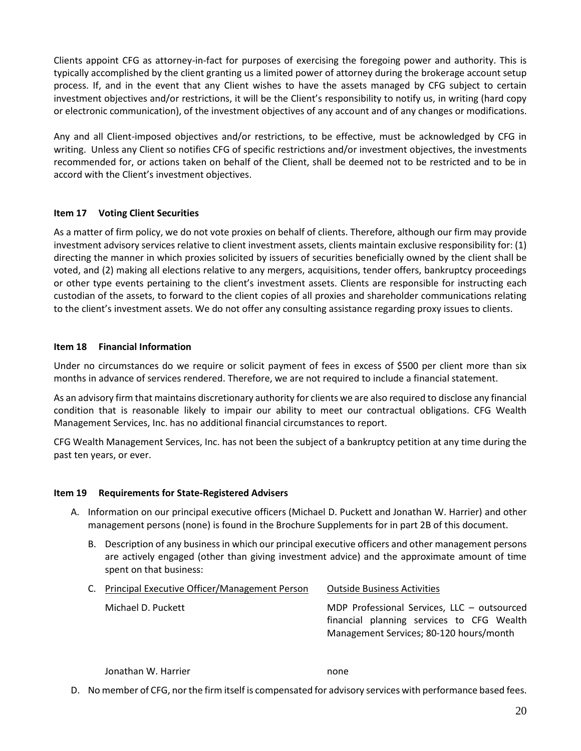Clients appoint CFG as attorney-in-fact for purposes of exercising the foregoing power and authority. This is typically accomplished by the client granting us a limited power of attorney during the brokerage account setup process. If, and in the event that any Client wishes to have the assets managed by CFG subject to certain investment objectives and/or restrictions, it will be the Client's responsibility to notify us, in writing (hard copy or electronic communication), of the investment objectives of any account and of any changes or modifications.

Any and all Client-imposed objectives and/or restrictions, to be effective, must be acknowledged by CFG in writing. Unless any Client so notifies CFG of specific restrictions and/or investment objectives, the investments recommended for, or actions taken on behalf of the Client, shall be deemed not to be restricted and to be in accord with the Client's investment objectives.

### Item 17 Voting Client Securities

As a matter of firm policy, we do not vote proxies on behalf of clients. Therefore, although our firm may provide investment advisory services relative to client investment assets, clients maintain exclusive responsibility for: (1) directing the manner in which proxies solicited by issuers of securities beneficially owned by the client shall be voted, and (2) making all elections relative to any mergers, acquisitions, tender offers, bankruptcy proceedings or other type events pertaining to the client's investment assets. Clients are responsible for instructing each custodian of the assets, to forward to the client copies of all proxies and shareholder communications relating to the client's investment assets. We do not offer any consulting assistance regarding proxy issues to clients.

### Item 18 Financial Information

Under no circumstances do we require or solicit payment of fees in excess of $500 per client more than six months in advance of services rendered. Therefore, we are not required to include a financial statement.

As an advisory firm that maintains discretionary authority for clients we are also required to disclose any financial condition that is reasonable likely to impair our ability to meet our contractual obligations. CFG Wealth Management Services, Inc. has no additional financial circumstances to report.

CFG Wealth Management Services, Inc. has not been the subject of a bankruptcy petition at any time during the past ten years, or ever.

### Item 19 Requirements for State-Registered Advisers

A. Information on our principal executive officers (Michael D. Puckett and Jonathan W. Harrier) and other management persons (none) is found in the Brochure Supplements for in part 2B of this document.

B. Description of any business in which our principal executive officers and other management persons are actively engaged (other than giving investment advice) and the approximate amount of time spent on that business:

C.

| Principal Executive Officer/Management Person | Outside Business Activities |
|---|---|
| Michael D. Puckett | MDP Professional Services, LLC – outsourced financial planning services to CFG Wealth Management Services; 80-120 hours/month |
| Jonathan W. Harrier | none |

D. No member of CFG, nor the firm itself is compensated for advisory services with performance based fees.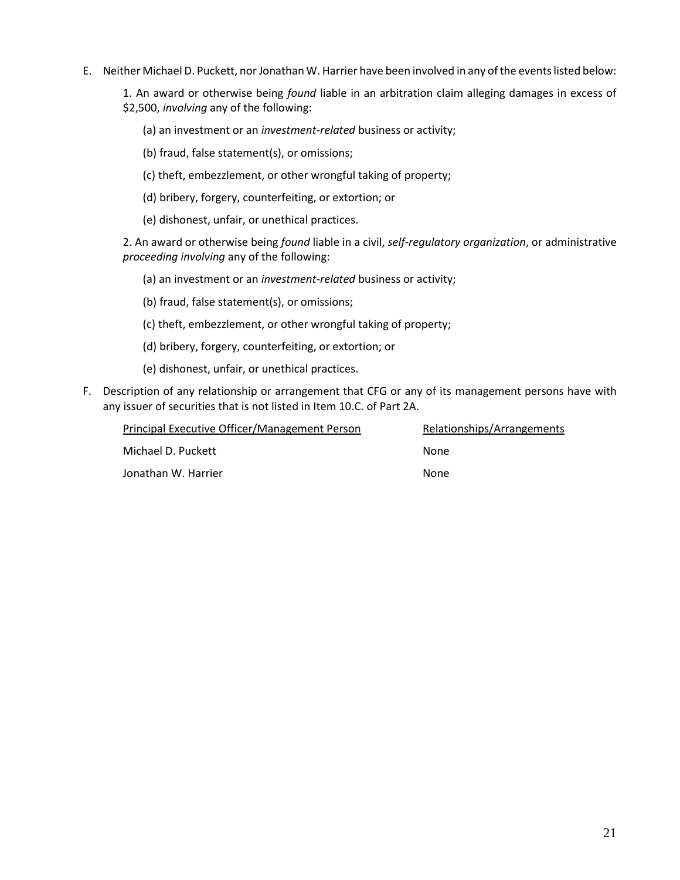E. Neither Michael D. Puckett, nor Jonathan W. Harrier have been involved in any of the events listed below:

   1. An award or otherwise being *found* liable in an arbitration claim alleging damages in excess of $2,500, *involving* any of the following:

      (a) an investment or an *investment-related* business or activity;

      (b) fraud, false statement(s), or omissions;

      (c) theft, embezzlement, or other wrongful taking of property;

      (d) bribery, forgery, counterfeiting, or extortion; or

      (e) dishonest, unfair, or unethical practices.

   2. An award or otherwise being *found* liable in a civil, *self-regulatory organization*, or administrative *proceeding involving* any of the following:

      (a) an investment or an *investment-related* business or activity;

      (b) fraud, false statement(s), or omissions;

      (c) theft, embezzlement, or other wrongful taking of property;

      (d) bribery, forgery, counterfeiting, or extortion; or

      (e) dishonest, unfair, or unethical practices.

F. Description of any relationship or arrangement that CFG or any of its management persons have with any issuer of securities that is not listed in Item 10.C. of Part 2A.

| Principal Executive Officer/Management Person | Relationships/Arrangements |
| --- | --- |
| Michael D. Puckett | None |
| Jonathan W. Harrier | None |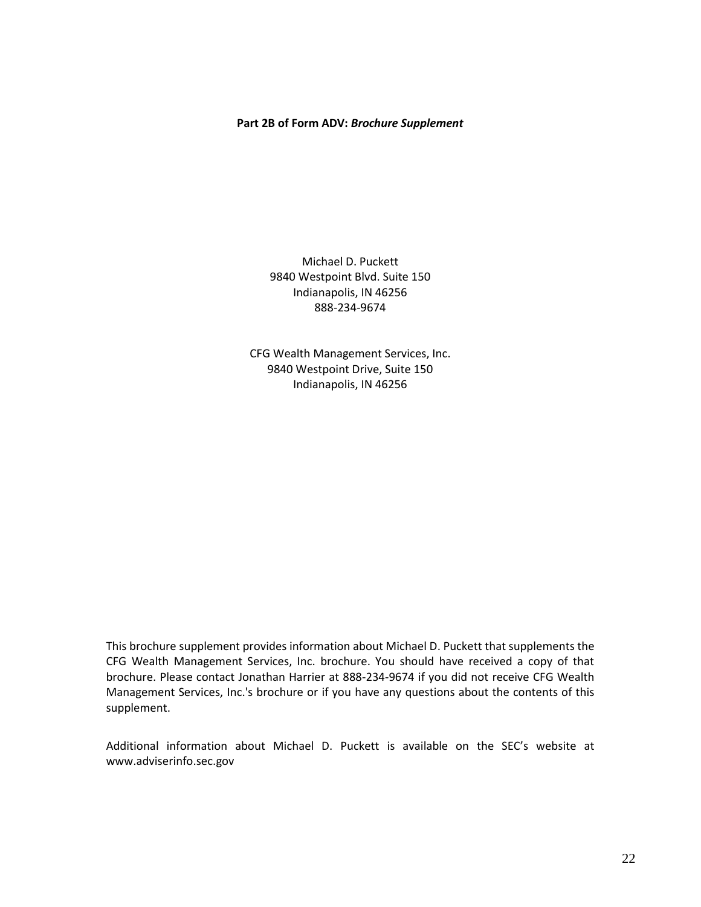**Part 2B of Form ADV:** ***Brochure Supplement***

Michael D. Puckett
9840 Westpoint Blvd. Suite 150
Indianapolis, IN 46256
888-234-9674

CFG Wealth Management Services, Inc.
9840 Westpoint Drive, Suite 150
Indianapolis, IN 46256

This brochure supplement provides information about Michael D. Puckett that supplements the CFG Wealth Management Services, Inc. brochure. You should have received a copy of that brochure. Please contact Jonathan Harrier at 888-234-9674 if you did not receive CFG Wealth Management Services, Inc.'s brochure or if you have any questions about the contents of this supplement.

Additional information about Michael D. Puckett is available on the SEC's website at www.adviserinfo.sec.gov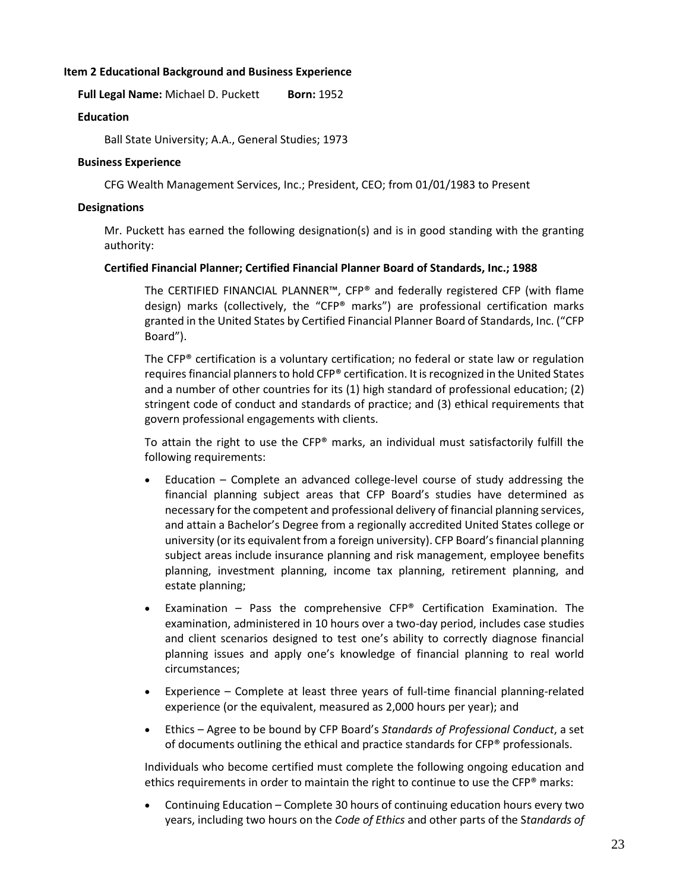## Item 2 Educational Background and Business Experience

**Full Legal Name:** Michael D. Puckett **Born:** 1952

### Education

Ball State University; A.A., General Studies; 1973

### Business Experience

CFG Wealth Management Services, Inc.; President, CEO; from 01/01/1983 to Present

### Designations

Mr. Puckett has earned the following designation(s) and is in good standing with the granting authority:

**Certified Financial Planner; Certified Financial Planner Board of Standards, Inc.; 1988**

The CERTIFIED FINANCIAL PLANNER™, CFP® and federally registered CFP (with flame design) marks (collectively, the "CFP® marks") are professional certification marks granted in the United States by Certified Financial Planner Board of Standards, Inc. ("CFP Board").

The CFP® certification is a voluntary certification; no federal or state law or regulation requires financial planners to hold CFP® certification. It is recognized in the United States and a number of other countries for its (1) high standard of professional education; (2) stringent code of conduct and standards of practice; and (3) ethical requirements that govern professional engagements with clients.

To attain the right to use the CFP® marks, an individual must satisfactorily fulfill the following requirements:

- Education – Complete an advanced college-level course of study addressing the financial planning subject areas that CFP Board's studies have determined as necessary for the competent and professional delivery of financial planning services, and attain a Bachelor's Degree from a regionally accredited United States college or university (or its equivalent from a foreign university). CFP Board's financial planning subject areas include insurance planning and risk management, employee benefits planning, investment planning, income tax planning, retirement planning, and estate planning;
- Examination – Pass the comprehensive CFP® Certification Examination. The examination, administered in 10 hours over a two-day period, includes case studies and client scenarios designed to test one's ability to correctly diagnose financial planning issues and apply one's knowledge of financial planning to real world circumstances;
- Experience – Complete at least three years of full-time financial planning-related experience (or the equivalent, measured as 2,000 hours per year); and
- Ethics – Agree to be bound by CFP Board's *Standards of Professional Conduct*, a set of documents outlining the ethical and practice standards for CFP® professionals.

Individuals who become certified must complete the following ongoing education and ethics requirements in order to maintain the right to continue to use the CFP® marks:

- Continuing Education – Complete 30 hours of continuing education hours every two years, including two hours on the *Code of Ethics* and other parts of the *Standards of*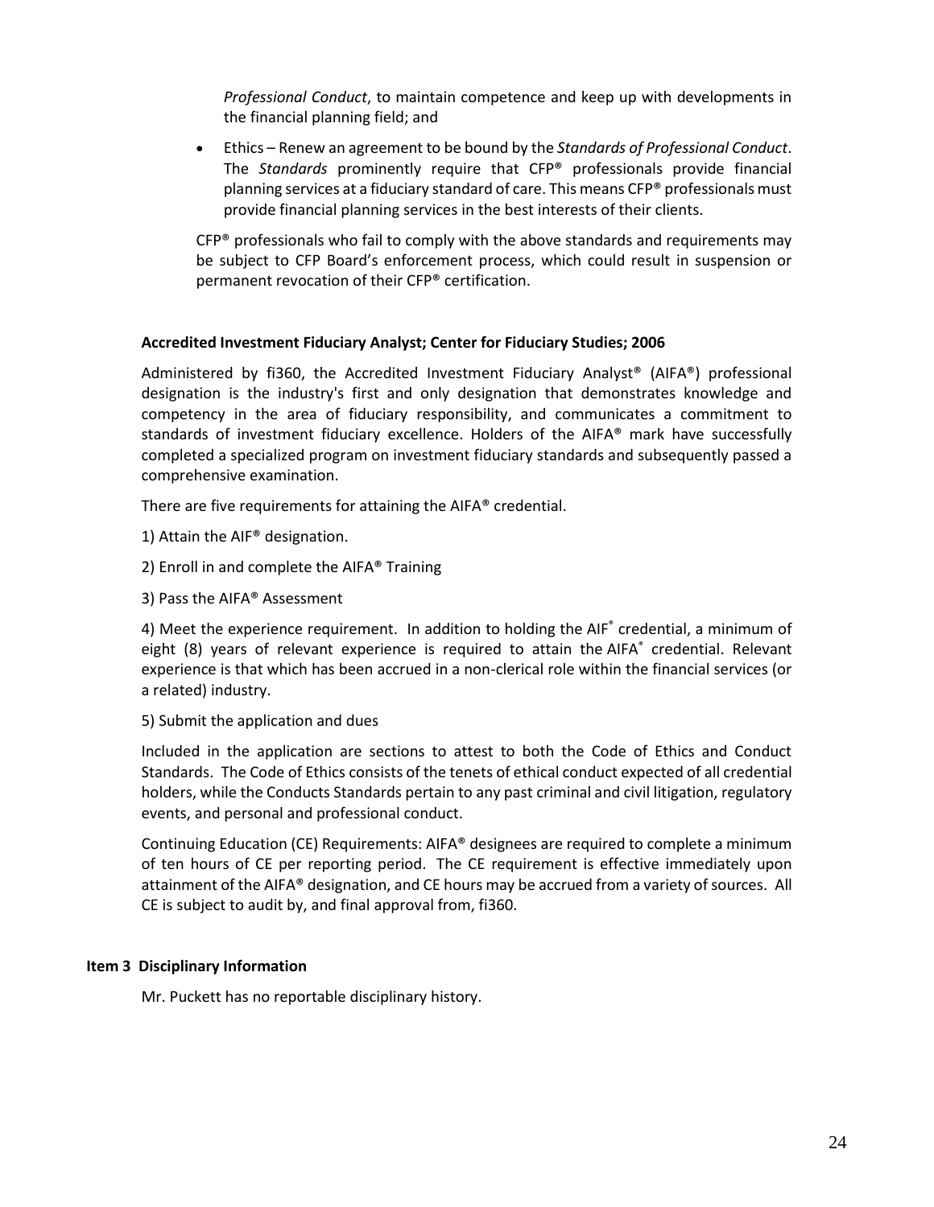*Professional Conduct*, to maintain competence and keep up with developments in the financial planning field; and

- Ethics – Renew an agreement to be bound by the *Standards of Professional Conduct*. The *Standards* prominently require that CFP® professionals provide financial planning services at a fiduciary standard of care. This means CFP® professionals must provide financial planning services in the best interests of their clients.

CFP® professionals who fail to comply with the above standards and requirements may be subject to CFP Board's enforcement process, which could result in suspension or permanent revocation of their CFP® certification.

**Accredited Investment Fiduciary Analyst; Center for Fiduciary Studies; 2006**

Administered by fi360, the Accredited Investment Fiduciary Analyst® (AIFA®) professional designation is the industry's first and only designation that demonstrates knowledge and competency in the area of fiduciary responsibility, and communicates a commitment to standards of investment fiduciary excellence. Holders of the AIFA® mark have successfully completed a specialized program on investment fiduciary standards and subsequently passed a comprehensive examination.

There are five requirements for attaining the AIFA® credential.

1) Attain the AIF® designation.

2) Enroll in and complete the AIFA® Training

3) Pass the AIFA® Assessment

4) Meet the experience requirement. In addition to holding the AIF® credential, a minimum of eight (8) years of relevant experience is required to attain the AIFA® credential. Relevant experience is that which has been accrued in a non-clerical role within the financial services (or a related) industry.

5) Submit the application and dues

Included in the application are sections to attest to both the Code of Ethics and Conduct Standards. The Code of Ethics consists of the tenets of ethical conduct expected of all credential holders, while the Conducts Standards pertain to any past criminal and civil litigation, regulatory events, and personal and professional conduct.

Continuing Education (CE) Requirements: AIFA® designees are required to complete a minimum of ten hours of CE per reporting period. The CE requirement is effective immediately upon attainment of the AIFA® designation, and CE hours may be accrued from a variety of sources. All CE is subject to audit by, and final approval from, fi360.

**Item 3 Disciplinary Information**

Mr. Puckett has no reportable disciplinary history.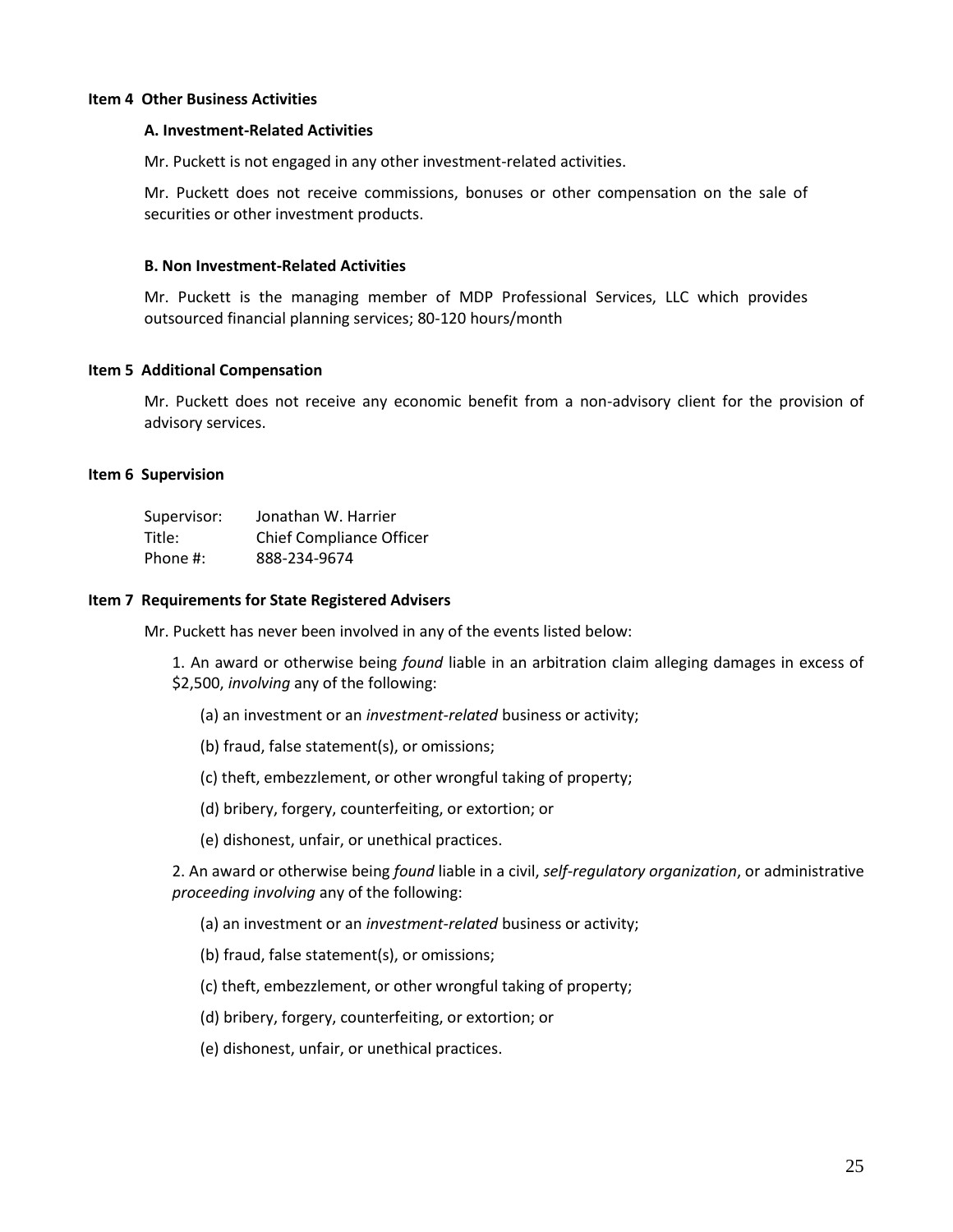## Item 4 Other Business Activities

### A. Investment-Related Activities

Mr. Puckett is not engaged in any other investment-related activities.

Mr. Puckett does not receive commissions, bonuses or other compensation on the sale of securities or other investment products.

### B. Non Investment-Related Activities

Mr. Puckett is the managing member of MDP Professional Services, LLC which provides outsourced financial planning services; 80-120 hours/month

## Item 5 Additional Compensation

Mr. Puckett does not receive any economic benefit from a non-advisory client for the provision of advisory services.

## Item 6 Supervision

| Supervisor: | Jonathan W. Harrier |
|---|---|
| Title: | Chief Compliance Officer |
| Phone #: | 888-234-9674 |

## Item 7 Requirements for State Registered Advisers

Mr. Puckett has never been involved in any of the events listed below:

1. An award or otherwise being *found* liable in an arbitration claim alleging damages in excess of $2,500, *involving* any of the following:

   (a) an investment or an *investment-related* business or activity;

   (b) fraud, false statement(s), or omissions;

   (c) theft, embezzlement, or other wrongful taking of property;

   (d) bribery, forgery, counterfeiting, or extortion; or

   (e) dishonest, unfair, or unethical practices.

2. An award or otherwise being *found* liable in a civil, *self-regulatory organization*, or administrative *proceeding involving* any of the following:

   (a) an investment or an *investment-related* business or activity;

   (b) fraud, false statement(s), or omissions;

   (c) theft, embezzlement, or other wrongful taking of property;

   (d) bribery, forgery, counterfeiting, or extortion; or

   (e) dishonest, unfair, or unethical practices.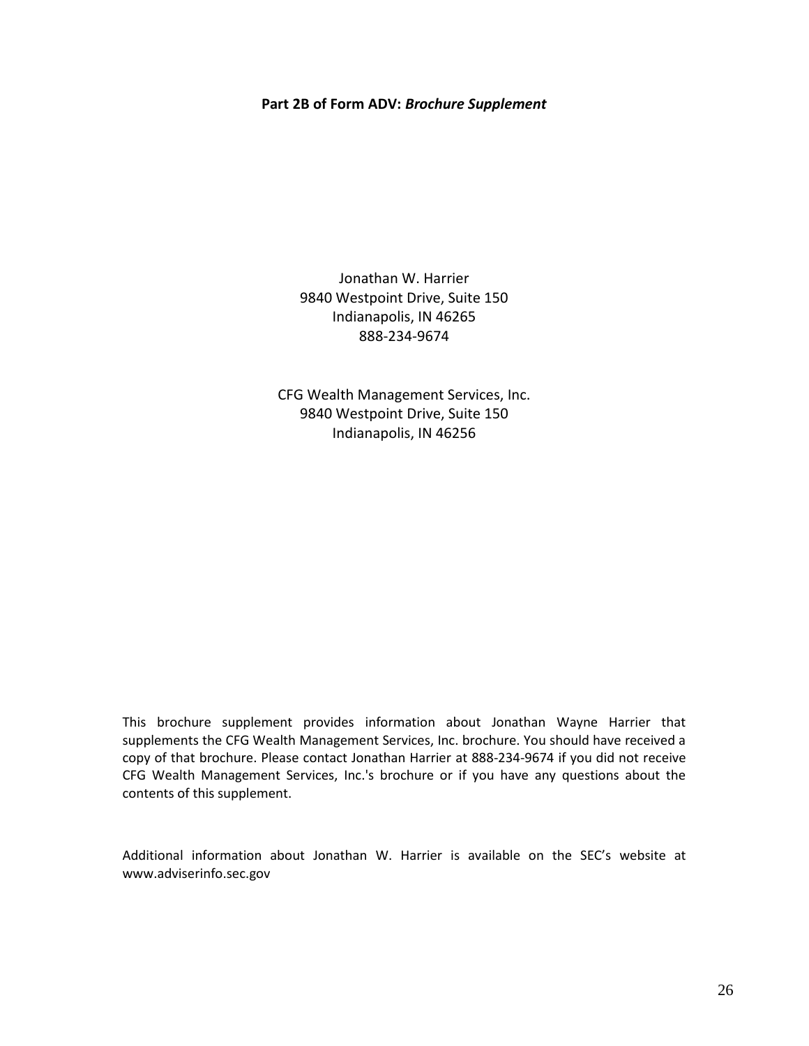**Part 2B of Form ADV: *Brochure Supplement***

Jonathan W. Harrier
9840 Westpoint Drive, Suite 150
Indianapolis, IN 46265
888-234-9674

CFG Wealth Management Services, Inc.
9840 Westpoint Drive, Suite 150
Indianapolis, IN 46256

This brochure supplement provides information about Jonathan Wayne Harrier that supplements the CFG Wealth Management Services, Inc. brochure. You should have received a copy of that brochure. Please contact Jonathan Harrier at 888-234-9674 if you did not receive CFG Wealth Management Services, Inc.'s brochure or if you have any questions about the contents of this supplement.

Additional information about Jonathan W. Harrier is available on the SEC's website at www.adviserinfo.sec.gov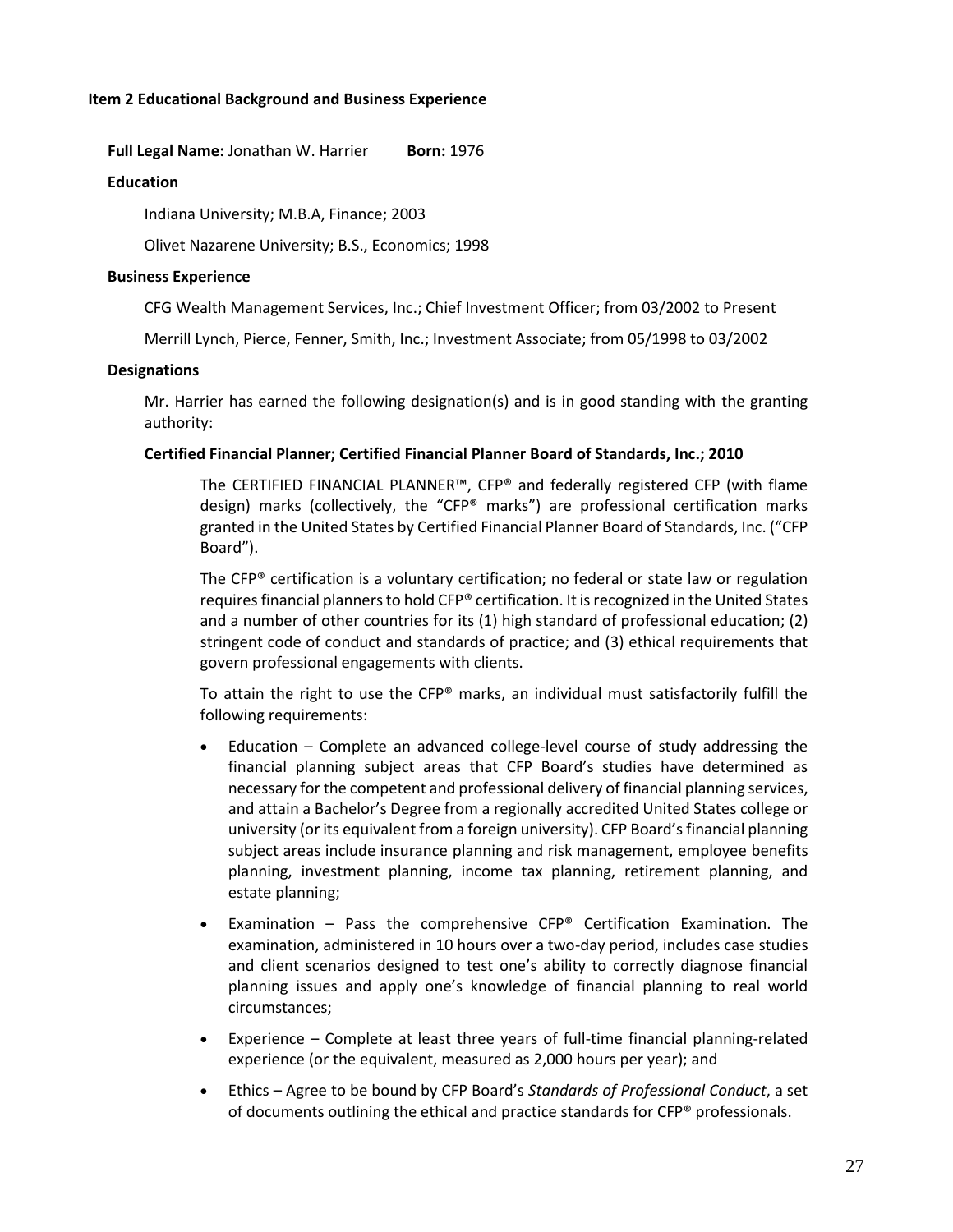### Item 2 Educational Background and Business Experience

**Full Legal Name:** Jonathan W. Harrier **Born:** 1976

**Education**

Indiana University; M.B.A, Finance; 2003

Olivet Nazarene University; B.S., Economics; 1998

**Business Experience**

CFG Wealth Management Services, Inc.; Chief Investment Officer; from 03/2002 to Present

Merrill Lynch, Pierce, Fenner, Smith, Inc.; Investment Associate; from 05/1998 to 03/2002

**Designations**

Mr. Harrier has earned the following designation(s) and is in good standing with the granting authority:

**Certified Financial Planner; Certified Financial Planner Board of Standards, Inc.; 2010**

The CERTIFIED FINANCIAL PLANNER™, CFP® and federally registered CFP (with flame design) marks (collectively, the "CFP® marks") are professional certification marks granted in the United States by Certified Financial Planner Board of Standards, Inc. ("CFP Board").

The CFP® certification is a voluntary certification; no federal or state law or regulation requires financial planners to hold CFP® certification. It is recognized in the United States and a number of other countries for its (1) high standard of professional education; (2) stringent code of conduct and standards of practice; and (3) ethical requirements that govern professional engagements with clients.

To attain the right to use the CFP® marks, an individual must satisfactorily fulfill the following requirements:

- Education – Complete an advanced college-level course of study addressing the financial planning subject areas that CFP Board's studies have determined as necessary for the competent and professional delivery of financial planning services, and attain a Bachelor's Degree from a regionally accredited United States college or university (or its equivalent from a foreign university). CFP Board's financial planning subject areas include insurance planning and risk management, employee benefits planning, investment planning, income tax planning, retirement planning, and estate planning;
- Examination – Pass the comprehensive CFP® Certification Examination. The examination, administered in 10 hours over a two-day period, includes case studies and client scenarios designed to test one's ability to correctly diagnose financial planning issues and apply one's knowledge of financial planning to real world circumstances;
- Experience – Complete at least three years of full-time financial planning-related experience (or the equivalent, measured as 2,000 hours per year); and
- Ethics – Agree to be bound by CFP Board's *Standards of Professional Conduct*, a set of documents outlining the ethical and practice standards for CFP® professionals.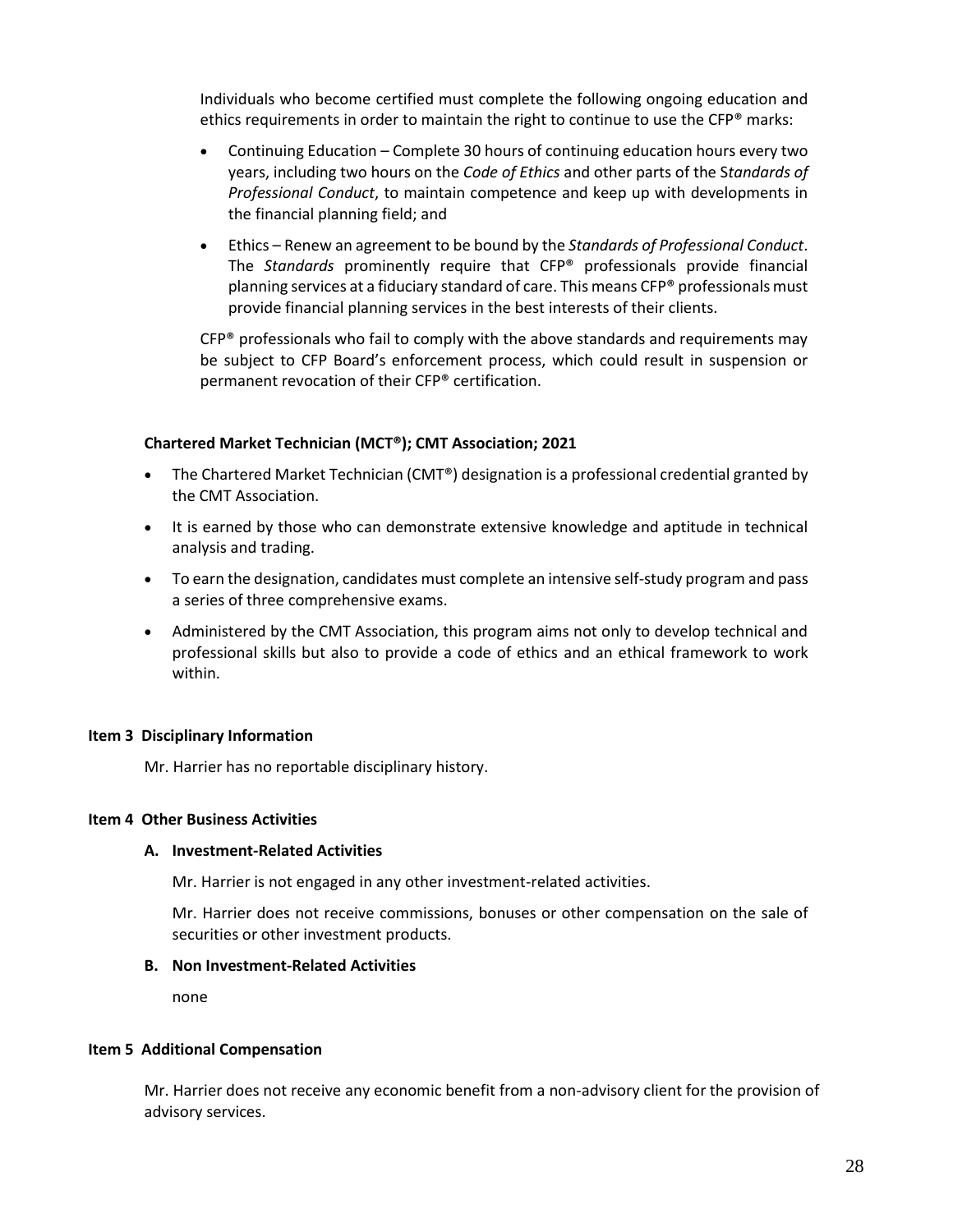Individuals who become certified must complete the following ongoing education and ethics requirements in order to maintain the right to continue to use the CFP® marks:

- Continuing Education – Complete 30 hours of continuing education hours every two years, including two hours on the *Code of Ethics* and other parts of the S*tandards of Professional Conduct*, to maintain competence and keep up with developments in the financial planning field; and
- Ethics – Renew an agreement to be bound by the *Standards of Professional Conduct*. The *Standards* prominently require that CFP® professionals provide financial planning services at a fiduciary standard of care. This means CFP® professionals must provide financial planning services in the best interests of their clients.

CFP® professionals who fail to comply with the above standards and requirements may be subject to CFP Board's enforcement process, which could result in suspension or permanent revocation of their CFP® certification.

**Chartered Market Technician (MCT®); CMT Association; 2021**

- The Chartered Market Technician (CMT®) designation is a professional credential granted by the CMT Association.
- It is earned by those who can demonstrate extensive knowledge and aptitude in technical analysis and trading.
- To earn the designation, candidates must complete an intensive self-study program and pass a series of three comprehensive exams.
- Administered by the CMT Association, this program aims not only to develop technical and professional skills but also to provide a code of ethics and an ethical framework to work within.

## Item 3 Disciplinary Information

Mr. Harrier has no reportable disciplinary history.

## Item 4 Other Business Activities

### A. Investment-Related Activities

Mr. Harrier is not engaged in any other investment-related activities.

Mr. Harrier does not receive commissions, bonuses or other compensation on the sale of securities or other investment products.

### B. Non Investment-Related Activities

none

## Item 5 Additional Compensation

Mr. Harrier does not receive any economic benefit from a non-advisory client for the provision of advisory services.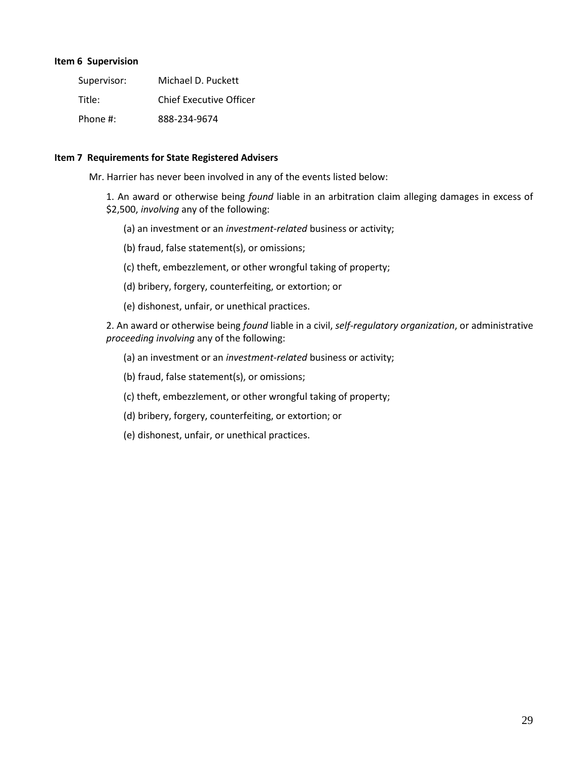**Item 6 Supervision**

Supervisor: Michael D. Puckett

Title: Chief Executive Officer

Phone #: 888-234-9674

**Item 7 Requirements for State Registered Advisers**

Mr. Harrier has never been involved in any of the events listed below:

1. An award or otherwise being *found* liable in an arbitration claim alleging damages in excess of $2,500, *involving* any of the following:

   (a) an investment or an *investment-related* business or activity;

   (b) fraud, false statement(s), or omissions;

   (c) theft, embezzlement, or other wrongful taking of property;

   (d) bribery, forgery, counterfeiting, or extortion; or

   (e) dishonest, unfair, or unethical practices.

2. An award or otherwise being *found* liable in a civil, *self-regulatory organization*, or administrative *proceeding involving* any of the following:

   (a) an investment or an *investment-related* business or activity;

   (b) fraud, false statement(s), or omissions;

   (c) theft, embezzlement, or other wrongful taking of property;

   (d) bribery, forgery, counterfeiting, or extortion; or

   (e) dishonest, unfair, or unethical practices.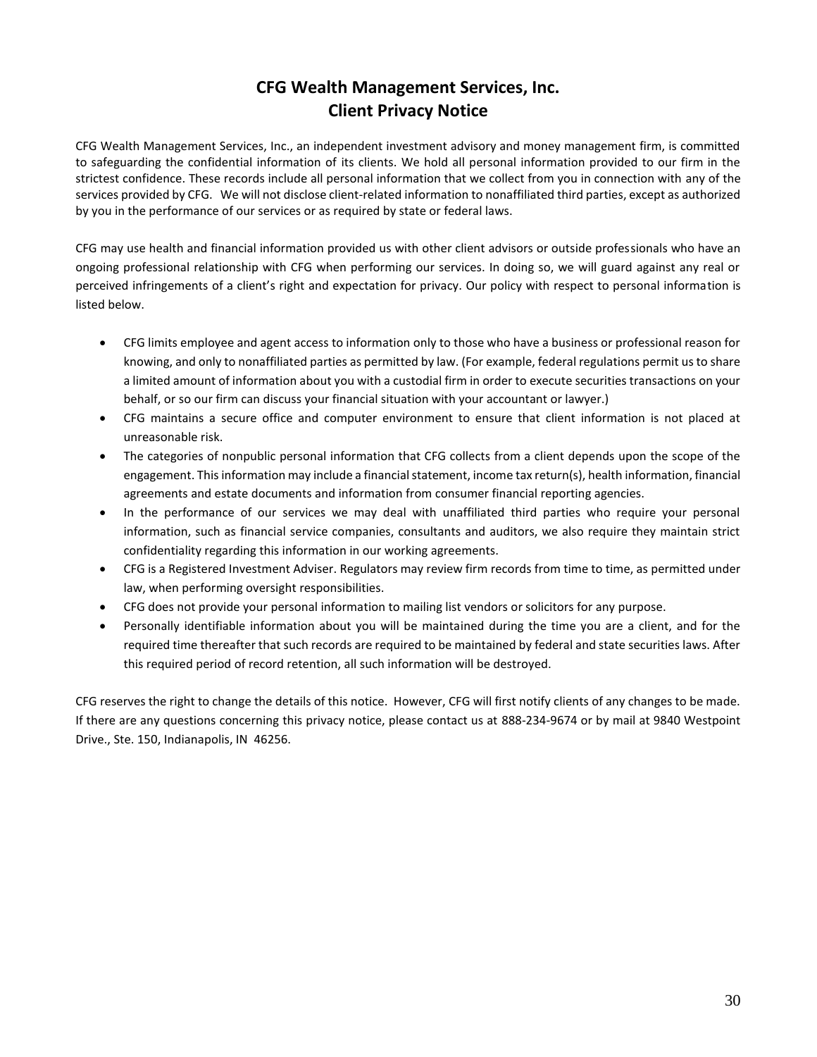# CFG Wealth Management Services, Inc.
# Client Privacy Notice

CFG Wealth Management Services, Inc., an independent investment advisory and money management firm, is committed to safeguarding the confidential information of its clients. We hold all personal information provided to our firm in the strictest confidence. These records include all personal information that we collect from you in connection with any of the services provided by CFG. We will not disclose client-related information to nonaffiliated third parties, except as authorized by you in the performance of our services or as required by state or federal laws.

CFG may use health and financial information provided us with other client advisors or outside professionals who have an ongoing professional relationship with CFG when performing our services. In doing so, we will guard against any real or perceived infringements of a client's right and expectation for privacy. Our policy with respect to personal information is listed below.

- CFG limits employee and agent access to information only to those who have a business or professional reason for knowing, and only to nonaffiliated parties as permitted by law. (For example, federal regulations permit us to share a limited amount of information about you with a custodial firm in order to execute securities transactions on your behalf, or so our firm can discuss your financial situation with your accountant or lawyer.)
- CFG maintains a secure office and computer environment to ensure that client information is not placed at unreasonable risk.
- The categories of nonpublic personal information that CFG collects from a client depends upon the scope of the engagement. This information may include a financial statement, income tax return(s), health information, financial agreements and estate documents and information from consumer financial reporting agencies.
- In the performance of our services we may deal with unaffiliated third parties who require your personal information, such as financial service companies, consultants and auditors, we also require they maintain strict confidentiality regarding this information in our working agreements.
- CFG is a Registered Investment Adviser. Regulators may review firm records from time to time, as permitted under law, when performing oversight responsibilities.
- CFG does not provide your personal information to mailing list vendors or solicitors for any purpose.
- Personally identifiable information about you will be maintained during the time you are a client, and for the required time thereafter that such records are required to be maintained by federal and state securities laws. After this required period of record retention, all such information will be destroyed.

CFG reserves the right to change the details of this notice. However, CFG will first notify clients of any changes to be made. If there are any questions concerning this privacy notice, please contact us at 888-234-9674 or by mail at 9840 Westpoint Drive., Ste. 150, Indianapolis, IN 46256.